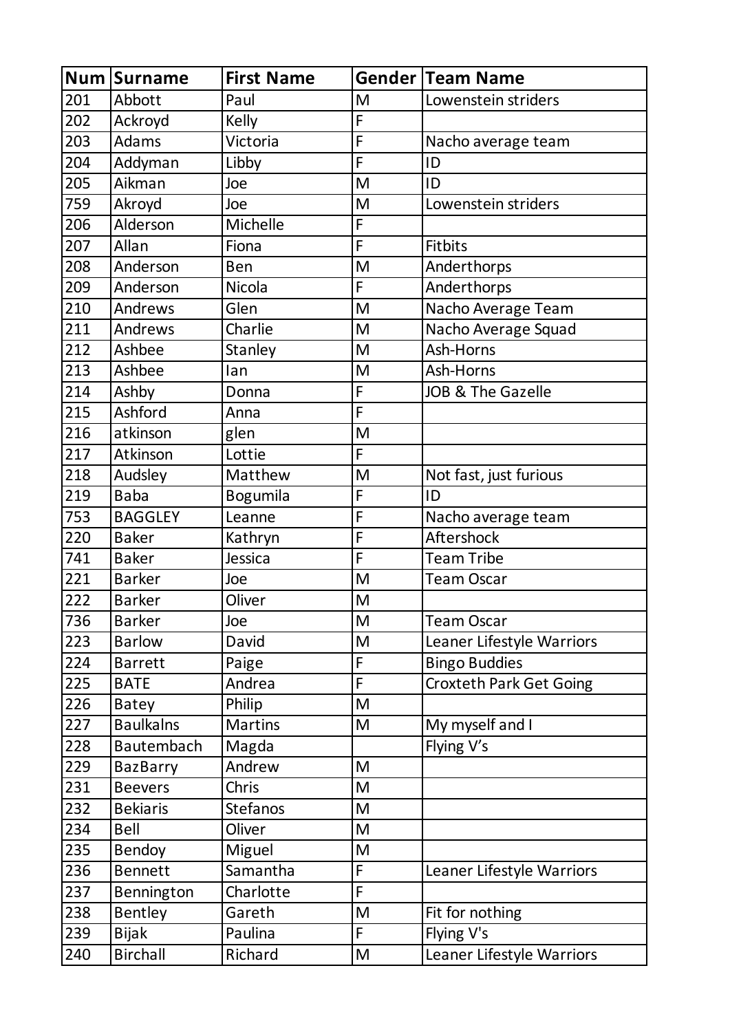| Num | Surname | First Name | Gender | Team Name |
| --- | --- | --- | --- | --- |
| 201 | Abbott | Paul | M | Lowenstein striders |
| 202 | Ackroyd | Kelly | F | |
| 203 | Adams | Victoria | F | Nacho average team |
| 204 | Addyman | Libby | F | ID |
| 205 | Aikman | Joe | M | ID |
| 759 | Akroyd | Joe | M | Lowenstein striders |
| 206 | Alderson | Michelle | F | |
| 207 | Allan | Fiona | F | Fitbits |
| 208 | Anderson | Ben | M | Anderthorps |
| 209 | Anderson | Nicola | F | Anderthorps |
| 210 | Andrews | Glen | M | Nacho Average Team |
| 211 | Andrews | Charlie | M | Nacho Average Squad |
| 212 | Ashbee | Stanley | M | Ash-Horns |
| 213 | Ashbee | Ian | M | Ash-Horns |
| 214 | Ashby | Donna | F | JOB & The Gazelle |
| 215 | Ashford | Anna | F | |
| 216 | atkinson | glen | M | |
| 217 | Atkinson | Lottie | F | |
| 218 | Audsley | Matthew | M | Not fast, just furious |
| 219 | Baba | Bogumila | F | ID |
| 753 | BAGGLEY | Leanne | F | Nacho average team |
| 220 | Baker | Kathryn | F | Aftershock |
| 741 | Baker | Jessica | F | Team Tribe |
| 221 | Barker | Joe | M | Team Oscar |
| 222 | Barker | Oliver | M | |
| 736 | Barker | Joe | M | Team Oscar |
| 223 | Barlow | David | M | Leaner Lifestyle Warriors |
| 224 | Barrett | Paige | F | Bingo Buddies |
| 225 | BATE | Andrea | F | Croxteth Park Get Going |
| 226 | Batey | Philip | M | |
| 227 | Baulkalns | Martins | M | My myself and I |
| 228 | Bautembach | Magda | | Flying V’s |
| 229 | BazBarry | Andrew | M | |
| 231 | Beevers | Chris | M | |
| 232 | Bekiaris | Stefanos | M | |
| 234 | Bell | Oliver | M | |
| 235 | Bendoy | Miguel | M | |
| 236 | Bennett | Samantha | F | Leaner Lifestyle Warriors |
| 237 | Bennington | Charlotte | F | |
| 238 | Bentley | Gareth | M | Fit for nothing |
| 239 | Bijak | Paulina | F | Flying V's |
| 240 | Birchall | Richard | M | Leaner Lifestyle Warriors |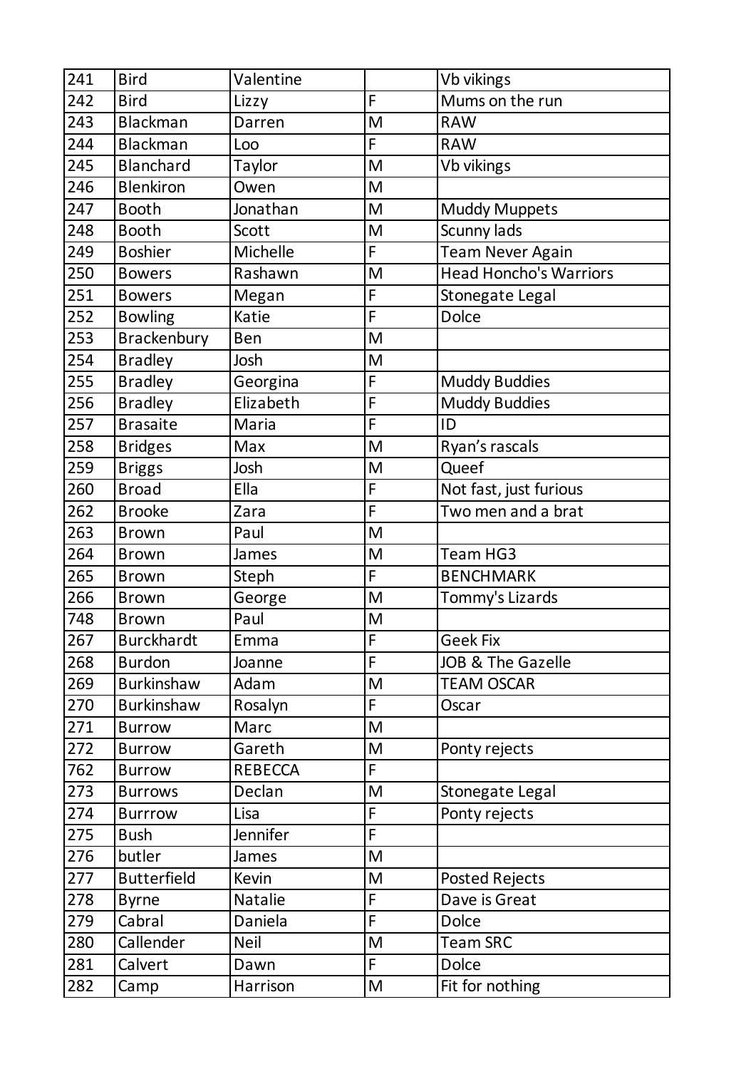| 241 | Bird | Valentine | | Vb vikings |
|---|---|---|---|---|
| 242 | Bird | Lizzy | F | Mums on the run |
| 243 | Blackman | Darren | M | RAW |
| 244 | Blackman | Loo | F | RAW |
| 245 | Blanchard | Taylor | M | Vb vikings |
| 246 | Blenkiron | Owen | M | |
| 247 | Booth | Jonathan | M | Muddy Muppets |
| 248 | Booth | Scott | M | Scunny lads |
| 249 | Boshier | Michelle | F | Team Never Again |
| 250 | Bowers | Rashawn | M | Head Honcho's Warriors |
| 251 | Bowers | Megan | F | Stonegate Legal |
| 252 | Bowling | Katie | F | Dolce |
| 253 | Brackenbury | Ben | M | |
| 254 | Bradley | Josh | M | |
| 255 | Bradley | Georgina | F | Muddy Buddies |
| 256 | Bradley | Elizabeth | F | Muddy Buddies |
| 257 | Brasaite | Maria | F | ID |
| 258 | Bridges | Max | M | Ryan's rascals |
| 259 | Briggs | Josh | M | Queef |
| 260 | Broad | Ella | F | Not fast, just furious |
| 262 | Brooke | Zara | F | Two men and a brat |
| 263 | Brown | Paul | M | |
| 264 | Brown | James | M | Team HG3 |
| 265 | Brown | Steph | F | BENCHMARK |
| 266 | Brown | George | M | Tommy's Lizards |
| 748 | Brown | Paul | M | |
| 267 | Burckhardt | Emma | F | Geek Fix |
| 268 | Burdon | Joanne | F | JOB & The Gazelle |
| 269 | Burkinshaw | Adam | M | TEAM OSCAR |
| 270 | Burkinshaw | Rosalyn | F | Oscar |
| 271 | Burrow | Marc | M | |
| 272 | Burrow | Gareth | M | Ponty rejects |
| 762 | Burrow | REBECCA | F | |
| 273 | Burrows | Declan | M | Stonegate Legal |
| 274 | Burrrow | Lisa | F | Ponty rejects |
| 275 | Bush | Jennifer | F | |
| 276 | butler | James | M | |
| 277 | Butterfield | Kevin | M | Posted Rejects |
| 278 | Byrne | Natalie | F | Dave is Great |
| 279 | Cabral | Daniela | F | Dolce |
| 280 | Callender | Neil | M | Team SRC |
| 281 | Calvert | Dawn | F | Dolce |
| 282 | Camp | Harrison | M | Fit for nothing |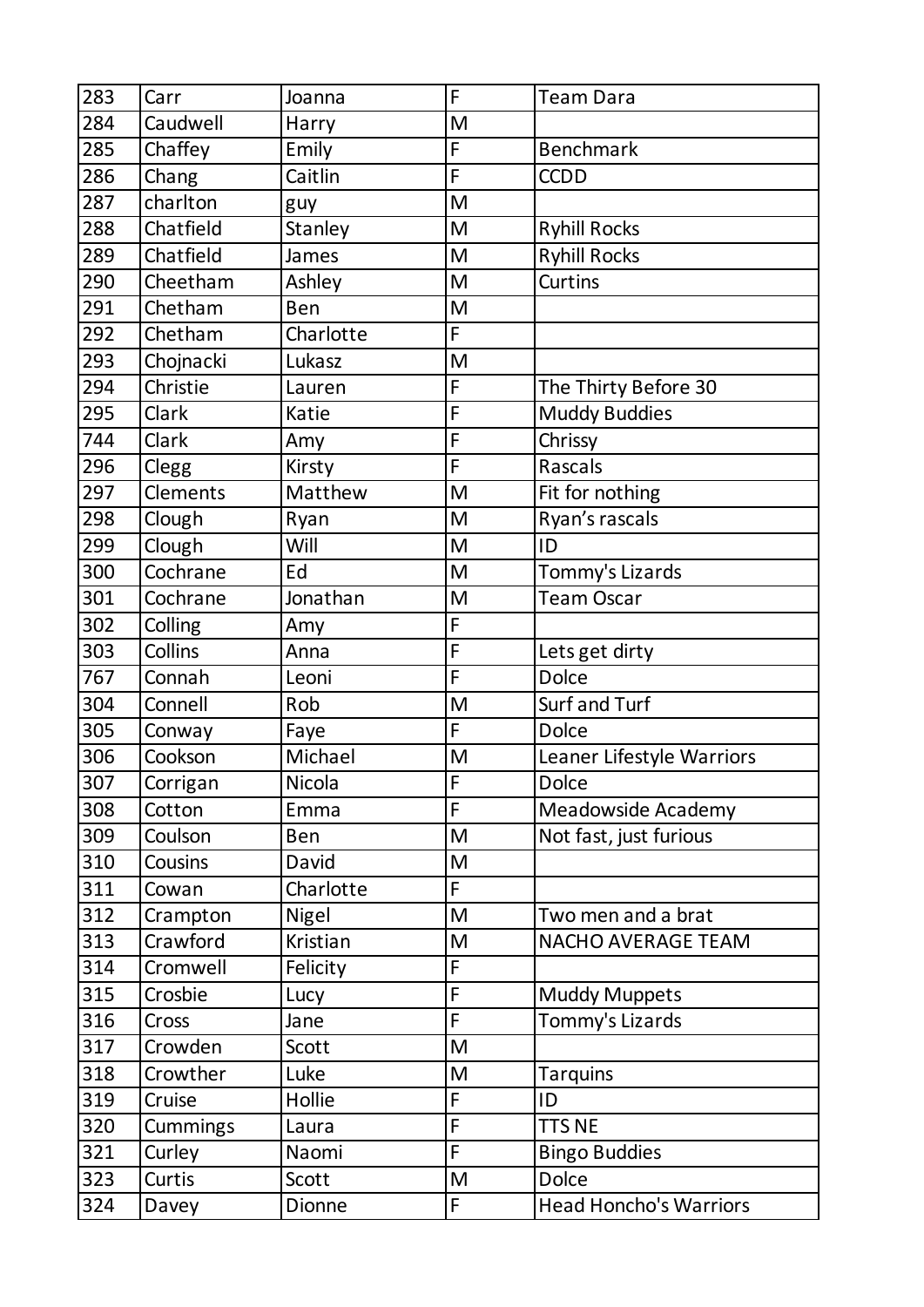| 283 | Carr | Joanna | F | Team Dara |
|---|---|---|---|---|
| 284 | Caudwell | Harry | M | |
| 285 | Chaffey | Emily | F | Benchmark |
| 286 | Chang | Caitlin | F | CCDD |
| 287 | charlton | guy | M | |
| 288 | Chatfield | Stanley | M | Ryhill Rocks |
| 289 | Chatfield | James | M | Ryhill Rocks |
| 290 | Cheetham | Ashley | M | Curtins |
| 291 | Chetham | Ben | M | |
| 292 | Chetham | Charlotte | F | |
| 293 | Chojnacki | Lukasz | M | |
| 294 | Christie | Lauren | F | The Thirty Before 30 |
| 295 | Clark | Katie | F | Muddy Buddies |
| 744 | Clark | Amy | F | Chrissy |
| 296 | Clegg | Kirsty | F | Rascals |
| 297 | Clements | Matthew | M | Fit for nothing |
| 298 | Clough | Ryan | M | Ryan's rascals |
| 299 | Clough | Will | M | ID |
| 300 | Cochrane | Ed | M | Tommy's Lizards |
| 301 | Cochrane | Jonathan | M | Team Oscar |
| 302 | Colling | Amy | F | |
| 303 | Collins | Anna | F | Lets get dirty |
| 767 | Connah | Leoni | F | Dolce |
| 304 | Connell | Rob | M | Surf and Turf |
| 305 | Conway | Faye | F | Dolce |
| 306 | Cookson | Michael | M | Leaner Lifestyle Warriors |
| 307 | Corrigan | Nicola | F | Dolce |
| 308 | Cotton | Emma | F | Meadowside Academy |
| 309 | Coulson | Ben | M | Not fast, just furious |
| 310 | Cousins | David | M | |
| 311 | Cowan | Charlotte | F | |
| 312 | Crampton | Nigel | M | Two men and a brat |
| 313 | Crawford | Kristian | M | NACHO AVERAGE TEAM |
| 314 | Cromwell | Felicity | F | |
| 315 | Crosbie | Lucy | F | Muddy Muppets |
| 316 | Cross | Jane | F | Tommy's Lizards |
| 317 | Crowden | Scott | M | |
| 318 | Crowther | Luke | M | Tarquins |
| 319 | Cruise | Hollie | F | ID |
| 320 | Cummings | Laura | F | TTS NE |
| 321 | Curley | Naomi | F | Bingo Buddies |
| 323 | Curtis | Scott | M | Dolce |
| 324 | Davey | Dionne | F | Head Honcho's Warriors |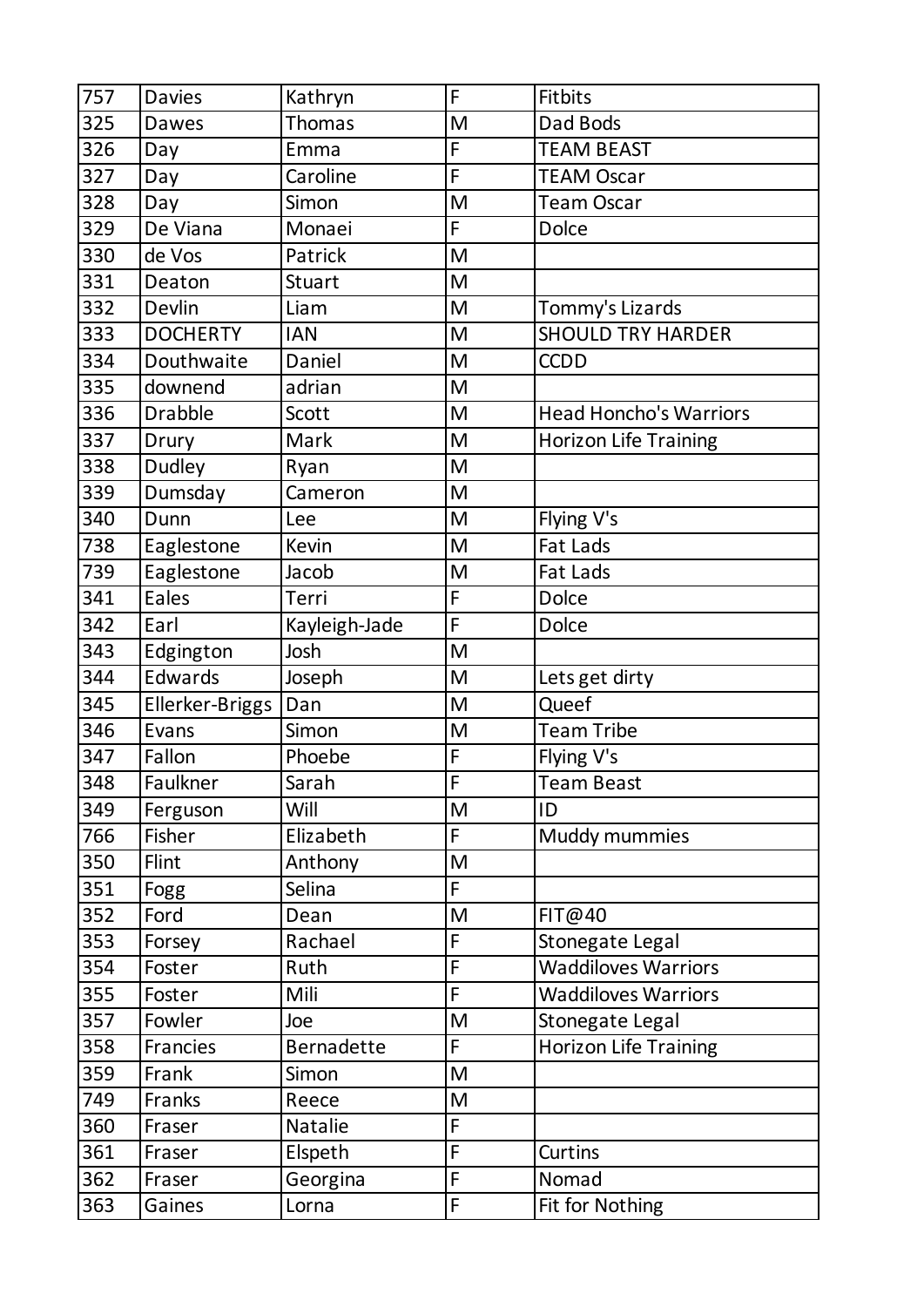| 757 | Davies | Kathryn | F | Fitbits |
|---|---|---|---|---|
| 325 | Dawes | Thomas | M | Dad Bods |
| 326 | Day | Emma | F | TEAM BEAST |
| 327 | Day | Caroline | F | TEAM Oscar |
| 328 | Day | Simon | M | Team Oscar |
| 329 | De Viana | Monaei | F | Dolce |
| 330 | de Vos | Patrick | M | |
| 331 | Deaton | Stuart | M | |
| 332 | Devlin | Liam | M | Tommy's Lizards |
| 333 | DOCHERTY | IAN | M | SHOULD TRY HARDER |
| 334 | Douthwaite | Daniel | M | CCDD |
| 335 | downend | adrian | M | |
| 336 | Drabble | Scott | M | Head Honcho's Warriors |
| 337 | Drury | Mark | M | Horizon Life Training |
| 338 | Dudley | Ryan | M | |
| 339 | Dumsday | Cameron | M | |
| 340 | Dunn | Lee | M | Flying V's |
| 738 | Eaglestone | Kevin | M | Fat Lads |
| 739 | Eaglestone | Jacob | M | Fat Lads |
| 341 | Eales | Terri | F | Dolce |
| 342 | Earl | Kayleigh-Jade | F | Dolce |
| 343 | Edgington | Josh | M | |
| 344 | Edwards | Joseph | M | Lets get dirty |
| 345 | Ellerker-Briggs | Dan | M | Queef |
| 346 | Evans | Simon | M | Team Tribe |
| 347 | Fallon | Phoebe | F | Flying V's |
| 348 | Faulkner | Sarah | F | Team Beast |
| 349 | Ferguson | Will | M | ID |
| 766 | Fisher | Elizabeth | F | Muddy mummies |
| 350 | Flint | Anthony | M | |
| 351 | Fogg | Selina | F | |
| 352 | Ford | Dean | M | FIT@40 |
| 353 | Forsey | Rachael | F | Stonegate Legal |
| 354 | Foster | Ruth | F | Waddiloves Warriors |
| 355 | Foster | Mili | F | Waddiloves Warriors |
| 357 | Fowler | Joe | M | Stonegate Legal |
| 358 | Francies | Bernadette | F | Horizon Life Training |
| 359 | Frank | Simon | M | |
| 749 | Franks | Reece | M | |
| 360 | Fraser | Natalie | F | |
| 361 | Fraser | Elspeth | F | Curtins |
| 362 | Fraser | Georgina | F | Nomad |
| 363 | Gaines | Lorna | F | Fit for Nothing |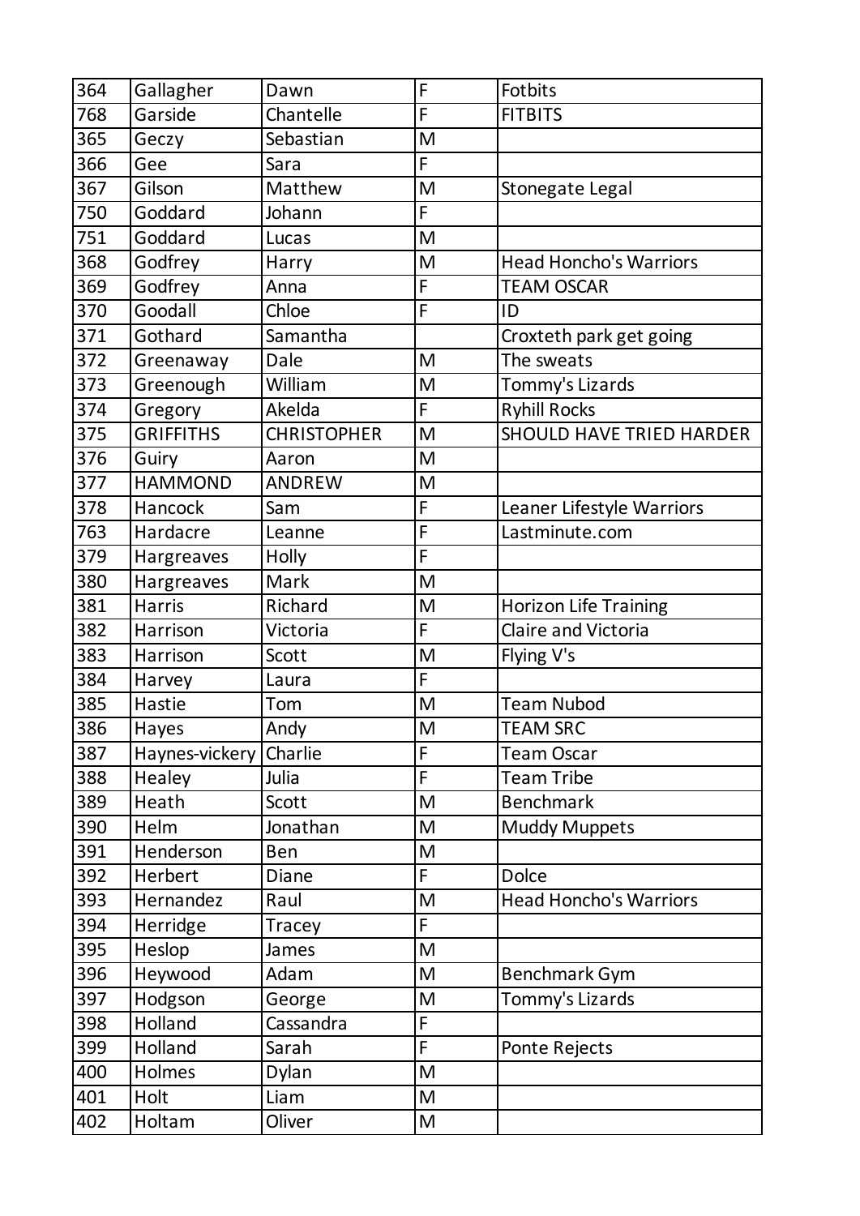| 364 | Gallagher | Dawn | F | Fotbits |
|---|---|---|---|---|
| 768 | Garside | Chantelle | F | FITBITS |
| 365 | Geczy | Sebastian | M | |
| 366 | Gee | Sara | F | |
| 367 | Gilson | Matthew | M | Stonegate Legal |
| 750 | Goddard | Johann | F | |
| 751 | Goddard | Lucas | M | |
| 368 | Godfrey | Harry | M | Head Honcho's Warriors |
| 369 | Godfrey | Anna | F | TEAM OSCAR |
| 370 | Goodall | Chloe | F | ID |
| 371 | Gothard | Samantha | | Croxteth park get going |
| 372 | Greenaway | Dale | M | The sweats |
| 373 | Greenough | William | M | Tommy's Lizards |
| 374 | Gregory | Akelda | F | Ryhill Rocks |
| 375 | GRIFFITHS | CHRISTOPHER | M | SHOULD HAVE TRIED HARDER |
| 376 | Guiry | Aaron | M | |
| 377 | HAMMOND | ANDREW | M | |
| 378 | Hancock | Sam | F | Leaner Lifestyle Warriors |
| 763 | Hardacre | Leanne | F | Lastminute.com |
| 379 | Hargreaves | Holly | F | |
| 380 | Hargreaves | Mark | M | |
| 381 | Harris | Richard | M | Horizon Life Training |
| 382 | Harrison | Victoria | F | Claire and Victoria |
| 383 | Harrison | Scott | M | Flying V's |
| 384 | Harvey | Laura | F | |
| 385 | Hastie | Tom | M | Team Nubod |
| 386 | Hayes | Andy | M | TEAM SRC |
| 387 | Haynes-vickery | Charlie | F | Team Oscar |
| 388 | Healey | Julia | F | Team Tribe |
| 389 | Heath | Scott | M | Benchmark |
| 390 | Helm | Jonathan | M | Muddy Muppets |
| 391 | Henderson | Ben | M | |
| 392 | Herbert | Diane | F | Dolce |
| 393 | Hernandez | Raul | M | Head Honcho's Warriors |
| 394 | Herridge | Tracey | F | |
| 395 | Heslop | James | M | |
| 396 | Heywood | Adam | M | Benchmark Gym |
| 397 | Hodgson | George | M | Tommy's Lizards |
| 398 | Holland | Cassandra | F | |
| 399 | Holland | Sarah | F | Ponte Rejects |
| 400 | Holmes | Dylan | M | |
| 401 | Holt | Liam | M | |
| 402 | Holtam | Oliver | M | |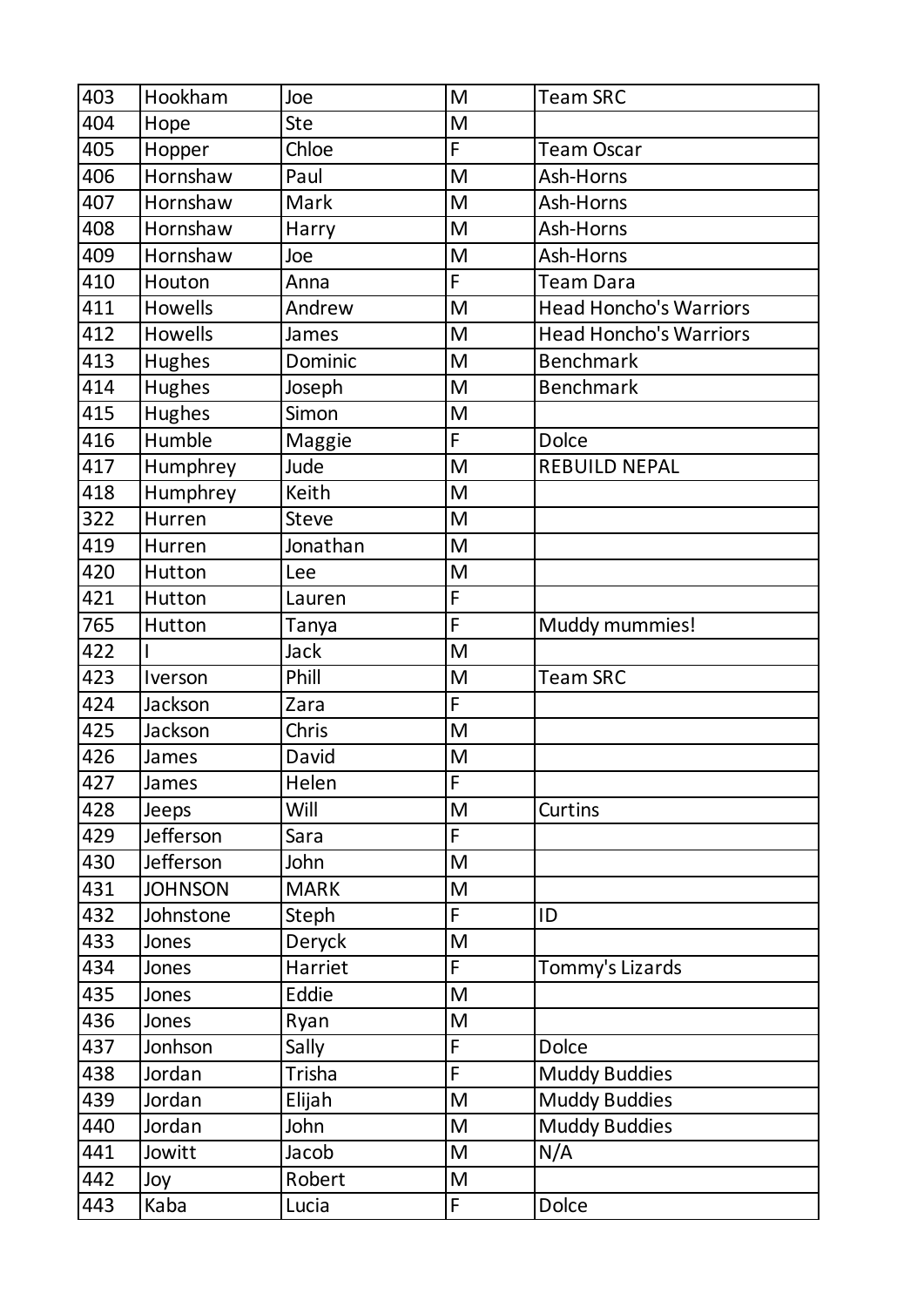| 403 | Hookham | Joe | M | Team SRC |
|---|---|---|---|---|
| 404 | Hope | Ste | M | |
| 405 | Hopper | Chloe | F | Team Oscar |
| 406 | Hornshaw | Paul | M | Ash-Horns |
| 407 | Hornshaw | Mark | M | Ash-Horns |
| 408 | Hornshaw | Harry | M | Ash-Horns |
| 409 | Hornshaw | Joe | M | Ash-Horns |
| 410 | Houton | Anna | F | Team Dara |
| 411 | Howells | Andrew | M | Head Honcho's Warriors |
| 412 | Howells | James | M | Head Honcho's Warriors |
| 413 | Hughes | Dominic | M | Benchmark |
| 414 | Hughes | Joseph | M | Benchmark |
| 415 | Hughes | Simon | M | |
| 416 | Humble | Maggie | F | Dolce |
| 417 | Humphrey | Jude | M | REBUILD NEPAL |
| 418 | Humphrey | Keith | M | |
| 322 | Hurren | Steve | M | |
| 419 | Hurren | Jonathan | M | |
| 420 | Hutton | Lee | M | |
| 421 | Hutton | Lauren | F | |
| 765 | Hutton | Tanya | F | Muddy mummies! |
| 422 | I | Jack | M | |
| 423 | Iverson | Phill | M | Team SRC |
| 424 | Jackson | Zara | F | |
| 425 | Jackson | Chris | M | |
| 426 | James | David | M | |
| 427 | James | Helen | F | |
| 428 | Jeeps | Will | M | Curtins |
| 429 | Jefferson | Sara | F | |
| 430 | Jefferson | John | M | |
| 431 | JOHNSON | MARK | M | |
| 432 | Johnstone | Steph | F | ID |
| 433 | Jones | Deryck | M | |
| 434 | Jones | Harriet | F | Tommy's Lizards |
| 435 | Jones | Eddie | M | |
| 436 | Jones | Ryan | M | |
| 437 | Jonhson | Sally | F | Dolce |
| 438 | Jordan | Trisha | F | Muddy Buddies |
| 439 | Jordan | Elijah | M | Muddy Buddies |
| 440 | Jordan | John | M | Muddy Buddies |
| 441 | Jowitt | Jacob | M | N/A |
| 442 | Joy | Robert | M | |
| 443 | Kaba | Lucia | F | Dolce |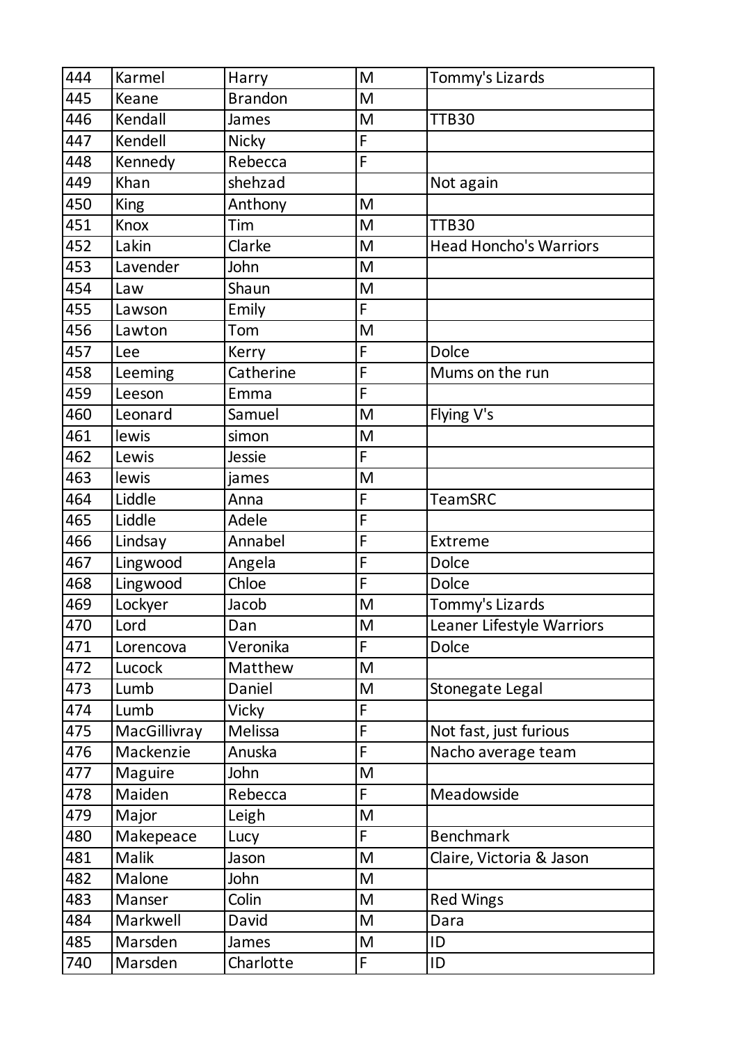| 444 | Karmel | Harry | M | Tommy's Lizards |
|---|---|---|---|---|
| 445 | Keane | Brandon | M | |
| 446 | Kendall | James | M | TTB30 |
| 447 | Kendell | Nicky | F | |
| 448 | Kennedy | Rebecca | F | |
| 449 | Khan | shehzad | | Not again |
| 450 | King | Anthony | M | |
| 451 | Knox | Tim | M | TTB30 |
| 452 | Lakin | Clarke | M | Head Honcho's Warriors |
| 453 | Lavender | John | M | |
| 454 | Law | Shaun | M | |
| 455 | Lawson | Emily | F | |
| 456 | Lawton | Tom | M | |
| 457 | Lee | Kerry | F | Dolce |
| 458 | Leeming | Catherine | F | Mums on the run |
| 459 | Leeson | Emma | F | |
| 460 | Leonard | Samuel | M | Flying V's |
| 461 | lewis | simon | M | |
| 462 | Lewis | Jessie | F | |
| 463 | lewis | james | M | |
| 464 | Liddle | Anna | F | TeamSRC |
| 465 | Liddle | Adele | F | |
| 466 | Lindsay | Annabel | F | Extreme |
| 467 | Lingwood | Angela | F | Dolce |
| 468 | Lingwood | Chloe | F | Dolce |
| 469 | Lockyer | Jacob | M | Tommy's Lizards |
| 470 | Lord | Dan | M | Leaner Lifestyle Warriors |
| 471 | Lorencova | Veronika | F | Dolce |
| 472 | Lucock | Matthew | M | |
| 473 | Lumb | Daniel | M | Stonegate Legal |
| 474 | Lumb | Vicky | F | |
| 475 | MacGillivray | Melissa | F | Not fast, just furious |
| 476 | Mackenzie | Anuska | F | Nacho average team |
| 477 | Maguire | John | M | |
| 478 | Maiden | Rebecca | F | Meadowside |
| 479 | Major | Leigh | M | |
| 480 | Makepeace | Lucy | F | Benchmark |
| 481 | Malik | Jason | M | Claire, Victoria & Jason |
| 482 | Malone | John | M | |
| 483 | Manser | Colin | M | Red Wings |
| 484 | Markwell | David | M | Dara |
| 485 | Marsden | James | M | ID |
| 740 | Marsden | Charlotte | F | ID |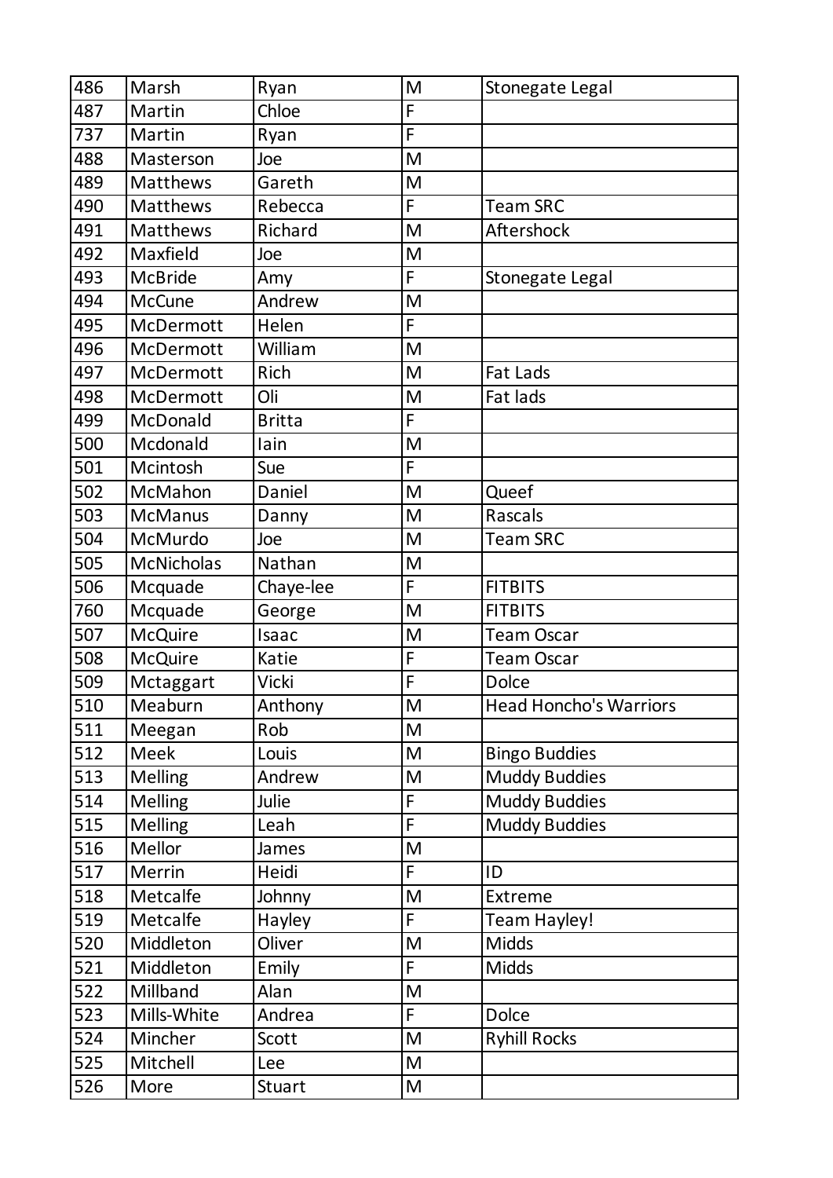| 486 | Marsh | Ryan | M | Stonegate Legal |
|---|---|---|---|---|
| 487 | Martin | Chloe | F | |
| 737 | Martin | Ryan | F | |
| 488 | Masterson | Joe | M | |
| 489 | Matthews | Gareth | M | |
| 490 | Matthews | Rebecca | F | Team SRC |
| 491 | Matthews | Richard | M | Aftershock |
| 492 | Maxfield | Joe | M | |
| 493 | McBride | Amy | F | Stonegate Legal |
| 494 | McCune | Andrew | M | |
| 495 | McDermott | Helen | F | |
| 496 | McDermott | William | M | |
| 497 | McDermott | Rich | M | Fat Lads |
| 498 | McDermott | Oli | M | Fat lads |
| 499 | McDonald | Britta | F | |
| 500 | Mcdonald | Iain | M | |
| 501 | Mcintosh | Sue | F | |
| 502 | McMahon | Daniel | M | Queef |
| 503 | McManus | Danny | M | Rascals |
| 504 | McMurdo | Joe | M | Team SRC |
| 505 | McNicholas | Nathan | M | |
| 506 | Mcquade | Chaye-lee | F | FITBITS |
| 760 | Mcquade | George | M | FITBITS |
| 507 | McQuire | Isaac | M | Team Oscar |
| 508 | McQuire | Katie | F | Team Oscar |
| 509 | Mctaggart | Vicki | F | Dolce |
| 510 | Meaburn | Anthony | M | Head Honcho's Warriors |
| 511 | Meegan | Rob | M | |
| 512 | Meek | Louis | M | Bingo Buddies |
| 513 | Melling | Andrew | M | Muddy Buddies |
| 514 | Melling | Julie | F | Muddy Buddies |
| 515 | Melling | Leah | F | Muddy Buddies |
| 516 | Mellor | James | M | |
| 517 | Merrin | Heidi | F | ID |
| 518 | Metcalfe | Johnny | M | Extreme |
| 519 | Metcalfe | Hayley | F | Team Hayley! |
| 520 | Middleton | Oliver | M | Midds |
| 521 | Middleton | Emily | F | Midds |
| 522 | Millband | Alan | M | |
| 523 | Mills-White | Andrea | F | Dolce |
| 524 | Mincher | Scott | M | Ryhill Rocks |
| 525 | Mitchell | Lee | M | |
| 526 | More | Stuart | M | |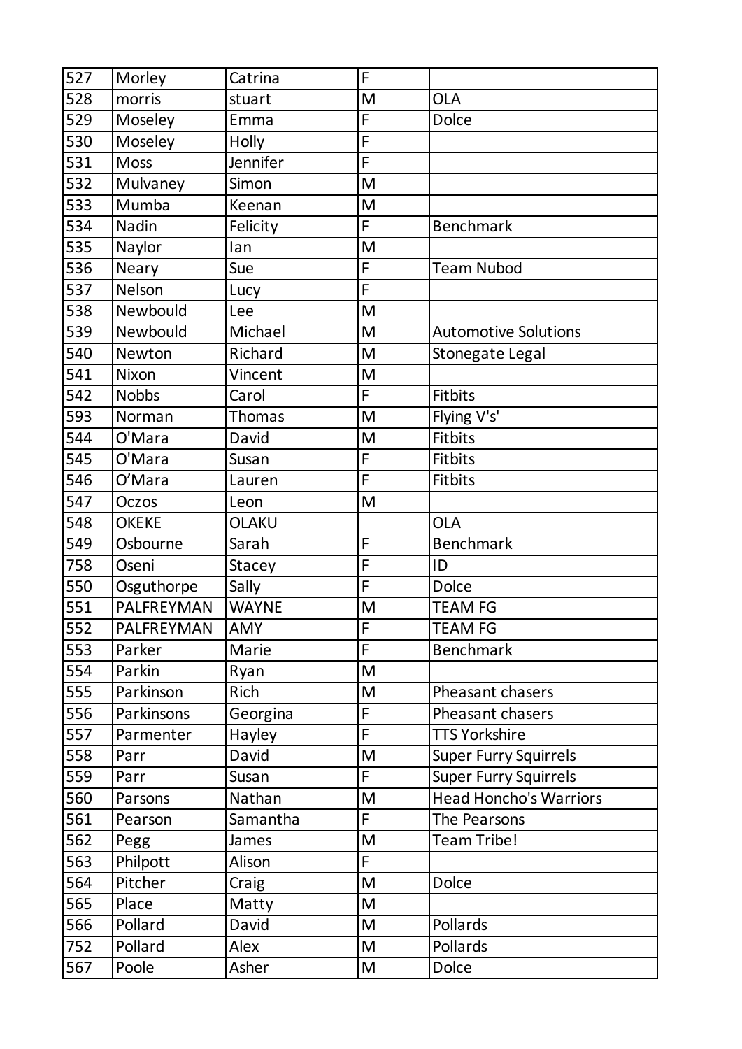| 527 | Morley | Catrina | F | |
|---|---|---|---|---|
| 528 | morris | stuart | M | OLA |
| 529 | Moseley | Emma | F | Dolce |
| 530 | Moseley | Holly | F | |
| 531 | Moss | Jennifer | F | |
| 532 | Mulvaney | Simon | M | |
| 533 | Mumba | Keenan | M | |
| 534 | Nadin | Felicity | F | Benchmark |
| 535 | Naylor | Ian | M | |
| 536 | Neary | Sue | F | Team Nubod |
| 537 | Nelson | Lucy | F | |
| 538 | Newbould | Lee | M | |
| 539 | Newbould | Michael | M | Automotive Solutions |
| 540 | Newton | Richard | M | Stonegate Legal |
| 541 | Nixon | Vincent | M | |
| 542 | Nobbs | Carol | F | Fitbits |
| 593 | Norman | Thomas | M | Flying V's' |
| 544 | O'Mara | David | M | Fitbits |
| 545 | O'Mara | Susan | F | Fitbits |
| 546 | O’Mara | Lauren | F | Fitbits |
| 547 | Oczos | Leon | M | |
| 548 | OKEKE | OLAKU | | OLA |
| 549 | Osbourne | Sarah | F | Benchmark |
| 758 | Oseni | Stacey | F | ID |
| 550 | Osguthorpe | Sally | F | Dolce |
| 551 | PALFREYMAN | WAYNE | M | TEAM FG |
| 552 | PALFREYMAN | AMY | F | TEAM FG |
| 553 | Parker | Marie | F | Benchmark |
| 554 | Parkin | Ryan | M | |
| 555 | Parkinson | Rich | M | Pheasant chasers |
| 556 | Parkinsons | Georgina | F | Pheasant chasers |
| 557 | Parmenter | Hayley | F | TTS Yorkshire |
| 558 | Parr | David | M | Super Furry Squirrels |
| 559 | Parr | Susan | F | Super Furry Squirrels |
| 560 | Parsons | Nathan | M | Head Honcho's Warriors |
| 561 | Pearson | Samantha | F | The Pearsons |
| 562 | Pegg | James | M | Team Tribe! |
| 563 | Philpott | Alison | F | |
| 564 | Pitcher | Craig | M | Dolce |
| 565 | Place | Matty | M | |
| 566 | Pollard | David | M | Pollards |
| 752 | Pollard | Alex | M | Pollards |
| 567 | Poole | Asher | M | Dolce |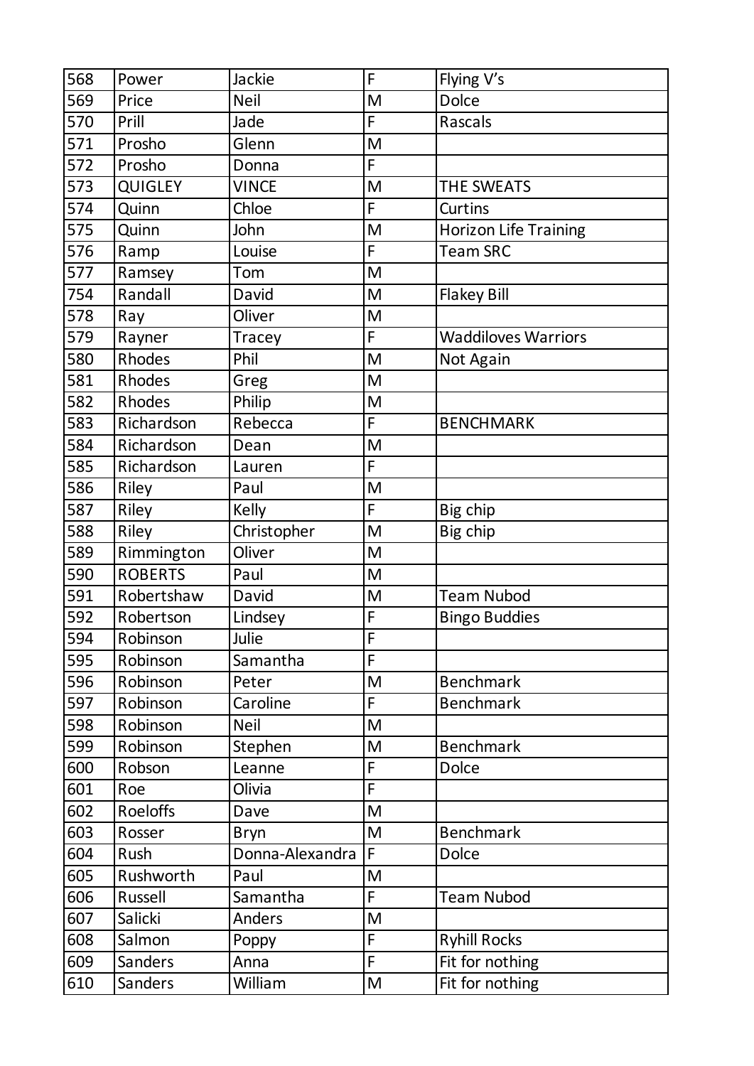| 568 | Power | Jackie | F | Flying V’s |
|---|---|---|---|---|
| 569 | Price | Neil | M | Dolce |
| 570 | Prill | Jade | F | Rascals |
| 571 | Prosho | Glenn | M | |
| 572 | Prosho | Donna | F | |
| 573 | QUIGLEY | VINCE | M | THE SWEATS |
| 574 | Quinn | Chloe | F | Curtins |
| 575 | Quinn | John | M | Horizon Life Training |
| 576 | Ramp | Louise | F | Team SRC |
| 577 | Ramsey | Tom | M | |
| 754 | Randall | David | M | Flakey Bill |
| 578 | Ray | Oliver | M | |
| 579 | Rayner | Tracey | F | Waddiloves Warriors |
| 580 | Rhodes | Phil | M | Not Again |
| 581 | Rhodes | Greg | M | |
| 582 | Rhodes | Philip | M | |
| 583 | Richardson | Rebecca | F | BENCHMARK |
| 584 | Richardson | Dean | M | |
| 585 | Richardson | Lauren | F | |
| 586 | Riley | Paul | M | |
| 587 | Riley | Kelly | F | Big chip |
| 588 | Riley | Christopher | M | Big chip |
| 589 | Rimmington | Oliver | M | |
| 590 | ROBERTS | Paul | M | |
| 591 | Robertshaw | David | M | Team Nubod |
| 592 | Robertson | Lindsey | F | Bingo Buddies |
| 594 | Robinson | Julie | F | |
| 595 | Robinson | Samantha | F | |
| 596 | Robinson | Peter | M | Benchmark |
| 597 | Robinson | Caroline | F | Benchmark |
| 598 | Robinson | Neil | M | |
| 599 | Robinson | Stephen | M | Benchmark |
| 600 | Robson | Leanne | F | Dolce |
| 601 | Roe | Olivia | F | |
| 602 | Roeloffs | Dave | M | |
| 603 | Rosser | Bryn | M | Benchmark |
| 604 | Rush | Donna-Alexandra | F | Dolce |
| 605 | Rushworth | Paul | M | |
| 606 | Russell | Samantha | F | Team Nubod |
| 607 | Salicki | Anders | M | |
| 608 | Salmon | Poppy | F | Ryhill Rocks |
| 609 | Sanders | Anna | F | Fit for nothing |
| 610 | Sanders | William | M | Fit for nothing |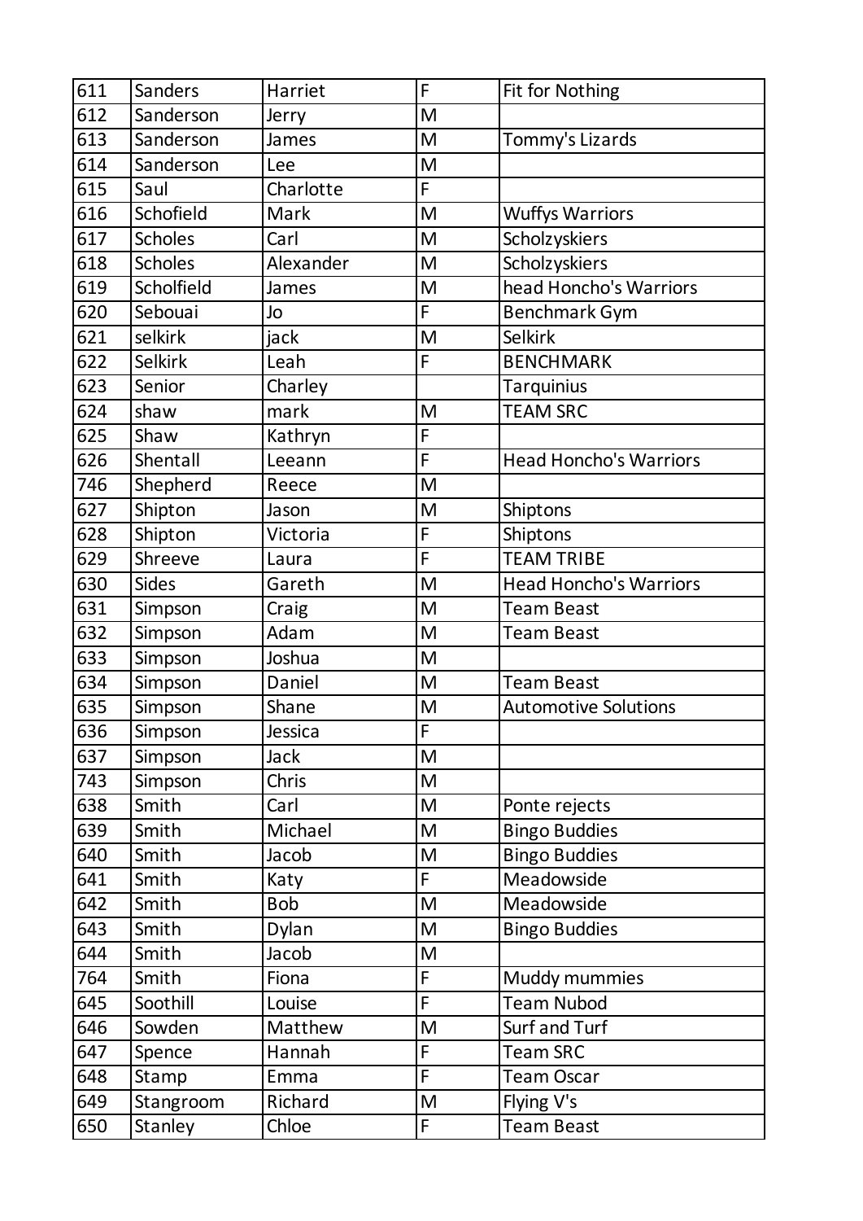| 611 | Sanders | Harriet | F | Fit for Nothing |
|---|---|---|---|---|
| 612 | Sanderson | Jerry | M | |
| 613 | Sanderson | James | M | Tommy's Lizards |
| 614 | Sanderson | Lee | M | |
| 615 | Saul | Charlotte | F | |
| 616 | Schofield | Mark | M | Wuffys Warriors |
| 617 | Scholes | Carl | M | Scholzyskiers |
| 618 | Scholes | Alexander | M | Scholzyskiers |
| 619 | Scholfield | James | M | head Honcho's Warriors |
| 620 | Sebouai | Jo | F | Benchmark Gym |
| 621 | selkirk | jack | M | Selkirk |
| 622 | Selkirk | Leah | F | BENCHMARK |
| 623 | Senior | Charley | | Tarquinius |
| 624 | shaw | mark | M | TEAM SRC |
| 625 | Shaw | Kathryn | F | |
| 626 | Shentall | Leeann | F | Head Honcho's Warriors |
| 746 | Shepherd | Reece | M | |
| 627 | Shipton | Jason | M | Shiptons |
| 628 | Shipton | Victoria | F | Shiptons |
| 629 | Shreeve | Laura | F | TEAM TRIBE |
| 630 | Sides | Gareth | M | Head Honcho's Warriors |
| 631 | Simpson | Craig | M | Team Beast |
| 632 | Simpson | Adam | M | Team Beast |
| 633 | Simpson | Joshua | M | |
| 634 | Simpson | Daniel | M | Team Beast |
| 635 | Simpson | Shane | M | Automotive Solutions |
| 636 | Simpson | Jessica | F | |
| 637 | Simpson | Jack | M | |
| 743 | Simpson | Chris | M | |
| 638 | Smith | Carl | M | Ponte rejects |
| 639 | Smith | Michael | M | Bingo Buddies |
| 640 | Smith | Jacob | M | Bingo Buddies |
| 641 | Smith | Katy | F | Meadowside |
| 642 | Smith | Bob | M | Meadowside |
| 643 | Smith | Dylan | M | Bingo Buddies |
| 644 | Smith | Jacob | M | |
| 764 | Smith | Fiona | F | Muddy mummies |
| 645 | Soothill | Louise | F | Team Nubod |
| 646 | Sowden | Matthew | M | Surf and Turf |
| 647 | Spence | Hannah | F | Team SRC |
| 648 | Stamp | Emma | F | Team Oscar |
| 649 | Stangroom | Richard | M | Flying V's |
| 650 | Stanley | Chloe | F | Team Beast |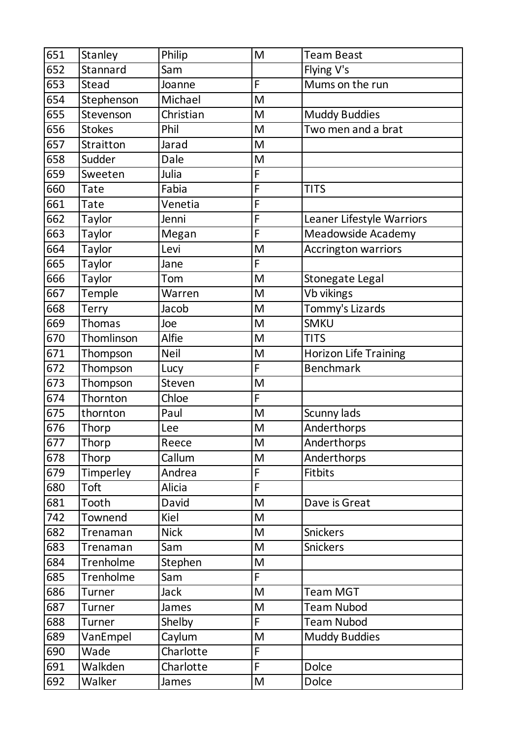| 651 | Stanley | Philip | M | Team Beast |
|---|---|---|---|---|
| 652 | Stannard | Sam | | Flying V's |
| 653 | Stead | Joanne | F | Mums on the run |
| 654 | Stephenson | Michael | M | |
| 655 | Stevenson | Christian | M | Muddy Buddies |
| 656 | Stokes | Phil | M | Two men and a brat |
| 657 | Straitton | Jarad | M | |
| 658 | Sudder | Dale | M | |
| 659 | Sweeten | Julia | F | |
| 660 | Tate | Fabia | F | TITS |
| 661 | Tate | Venetia | F | |
| 662 | Taylor | Jenni | F | Leaner Lifestyle Warriors |
| 663 | Taylor | Megan | F | Meadowside Academy |
| 664 | Taylor | Levi | M | Accrington warriors |
| 665 | Taylor | Jane | F | |
| 666 | Taylor | Tom | M | Stonegate Legal |
| 667 | Temple | Warren | M | Vb vikings |
| 668 | Terry | Jacob | M | Tommy's Lizards |
| 669 | Thomas | Joe | M | SMKU |
| 670 | Thomlinson | Alfie | M | TITS |
| 671 | Thompson | Neil | M | Horizon Life Training |
| 672 | Thompson | Lucy | F | Benchmark |
| 673 | Thompson | Steven | M | |
| 674 | Thornton | Chloe | F | |
| 675 | thornton | Paul | M | Scunny lads |
| 676 | Thorp | Lee | M | Anderthorps |
| 677 | Thorp | Reece | M | Anderthorps |
| 678 | Thorp | Callum | M | Anderthorps |
| 679 | Timperley | Andrea | F | Fitbits |
| 680 | Toft | Alicia | F | |
| 681 | Tooth | David | M | Dave is Great |
| 742 | Townend | Kiel | M | |
| 682 | Trenaman | Nick | M | Snickers |
| 683 | Trenaman | Sam | M | Snickers |
| 684 | Trenholme | Stephen | M | |
| 685 | Trenholme | Sam | F | |
| 686 | Turner | Jack | M | Team MGT |
| 687 | Turner | James | M | Team Nubod |
| 688 | Turner | Shelby | F | Team Nubod |
| 689 | VanEmpel | Caylum | M | Muddy Buddies |
| 690 | Wade | Charlotte | F | |
| 691 | Walkden | Charlotte | F | Dolce |
| 692 | Walker | James | M | Dolce |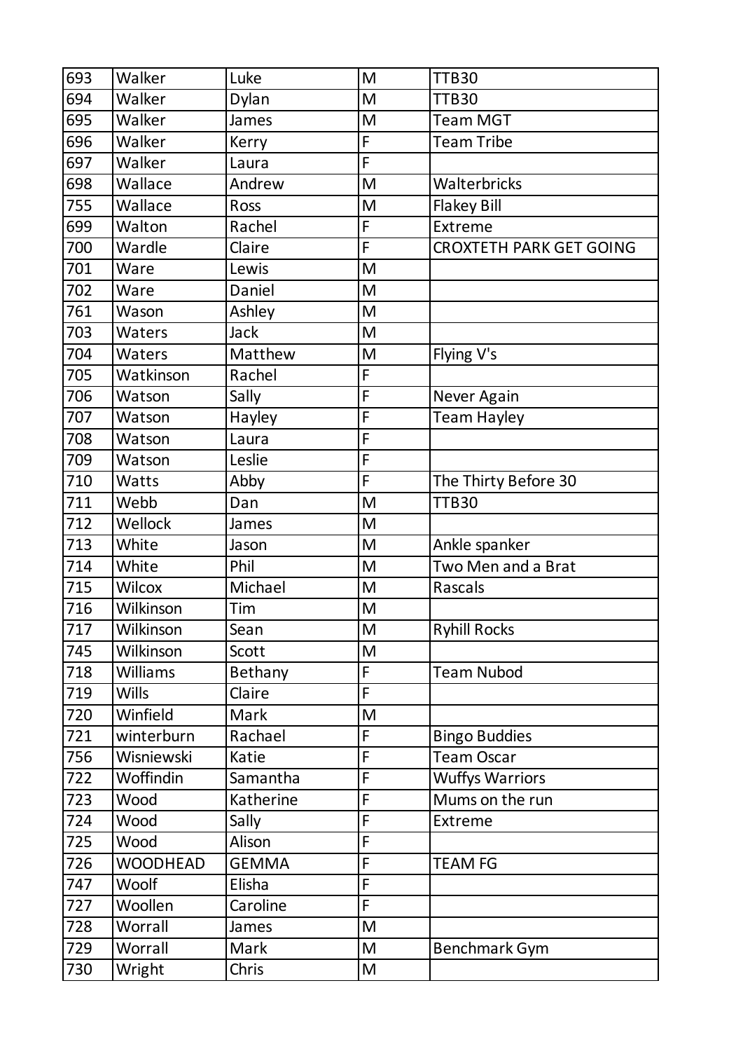| | | | | |
|---|---|---|---|---|
| 693 | Walker | Luke | M | TTB30 |
| 694 | Walker | Dylan | M | TTB30 |
| 695 | Walker | James | M | Team MGT |
| 696 | Walker | Kerry | F | Team Tribe |
| 697 | Walker | Laura | F | |
| 698 | Wallace | Andrew | M | Walterbricks |
| 755 | Wallace | Ross | M | Flakey Bill |
| 699 | Walton | Rachel | F | Extreme |
| 700 | Wardle | Claire | F | CROXTETH PARK GET GOING |
| 701 | Ware | Lewis | M | |
| 702 | Ware | Daniel | M | |
| 761 | Wason | Ashley | M | |
| 703 | Waters | Jack | M | |
| 704 | Waters | Matthew | M | Flying V's |
| 705 | Watkinson | Rachel | F | |
| 706 | Watson | Sally | F | Never Again |
| 707 | Watson | Hayley | F | Team Hayley |
| 708 | Watson | Laura | F | |
| 709 | Watson | Leslie | F | |
| 710 | Watts | Abby | F | The Thirty Before 30 |
| 711 | Webb | Dan | M | TTB30 |
| 712 | Wellock | James | M | |
| 713 | White | Jason | M | Ankle spanker |
| 714 | White | Phil | M | Two Men and a Brat |
| 715 | Wilcox | Michael | M | Rascals |
| 716 | Wilkinson | Tim | M | |
| 717 | Wilkinson | Sean | M | Ryhill Rocks |
| 745 | Wilkinson | Scott | M | |
| 718 | Williams | Bethany | F | Team Nubod |
| 719 | Wills | Claire | F | |
| 720 | Winfield | Mark | M | |
| 721 | winterburn | Rachael | F | Bingo Buddies |
| 756 | Wisniewski | Katie | F | Team Oscar |
| 722 | Woffindin | Samantha | F | Wuffys Warriors |
| 723 | Wood | Katherine | F | Mums on the run |
| 724 | Wood | Sally | F | Extreme |
| 725 | Wood | Alison | F | |
| 726 | WOODHEAD | GEMMA | F | TEAM FG |
| 747 | Woolf | Elisha | F | |
| 727 | Woollen | Caroline | F | |
| 728 | Worrall | James | M | |
| 729 | Worrall | Mark | M | Benchmark Gym |
| 730 | Wright | Chris | M | |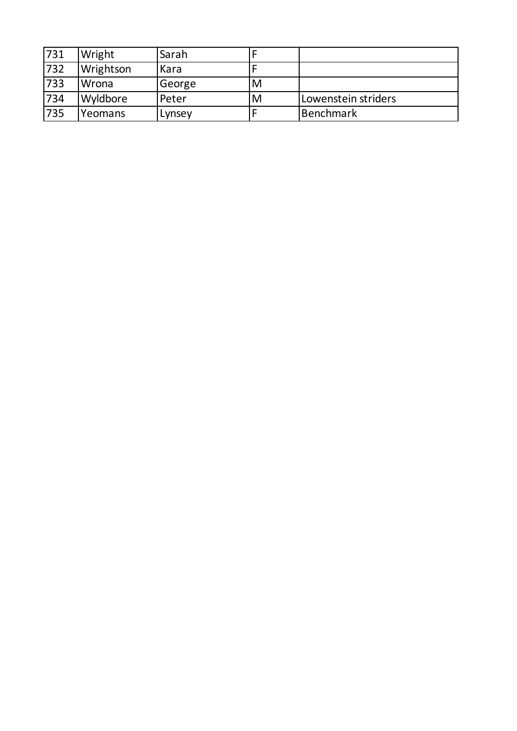| 731 | Wright | Sarah | F | |
|---|---|---|---|---|
| 732 | Wrightson | Kara | F | |
| 733 | Wrona | George | M | |
| 734 | Wyldbore | Peter | M | Lowenstein striders |
| 735 | Yeomans | Lynsey | F | Benchmark |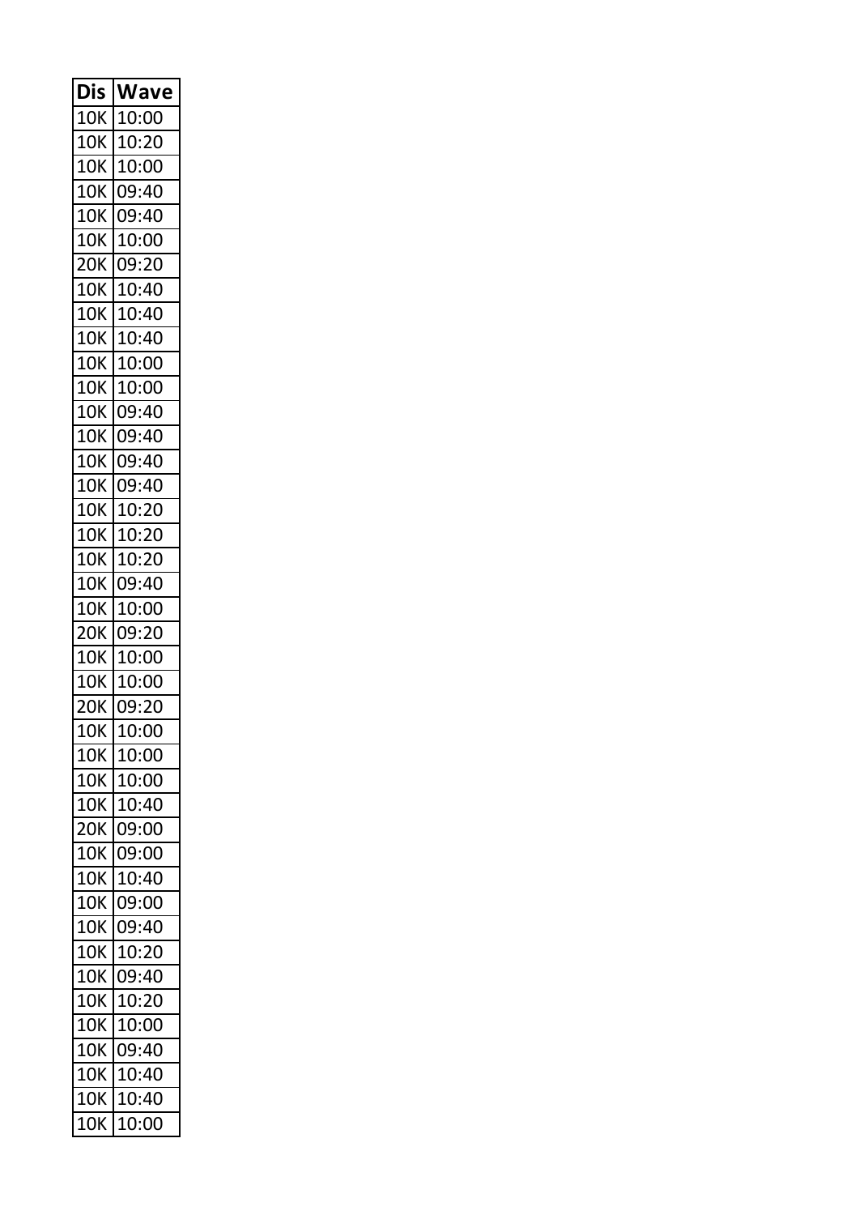| Dis | Wave |
|---|---|
| 10K | 10:00 |
| 10K | 10:20 |
| 10K | 10:00 |
| 10K | 09:40 |
| 10K | 09:40 |
| 10K | 10:00 |
| 20K | 09:20 |
| 10K | 10:40 |
| 10K | 10:40 |
| 10K | 10:40 |
| 10K | 10:00 |
| 10K | 10:00 |
| 10K | 09:40 |
| 10K | 09:40 |
| 10K | 09:40 |
| 10K | 09:40 |
| 10K | 10:20 |
| 10K | 10:20 |
| 10K | 10:20 |
| 10K | 09:40 |
| 10K | 10:00 |
| 20K | 09:20 |
| 10K | 10:00 |
| 10K | 10:00 |
| 20K | 09:20 |
| 10K | 10:00 |
| 10K | 10:00 |
| 10K | 10:00 |
| 10K | 10:40 |
| 20K | 09:00 |
| 10K | 09:00 |
| 10K | 10:40 |
| 10K | 09:00 |
| 10K | 09:40 |
| 10K | 10:20 |
| 10K | 09:40 |
| 10K | 10:20 |
| 10K | 10:00 |
| 10K | 09:40 |
| 10K | 10:40 |
| 10K | 10:40 |
| 10K | 10:00 |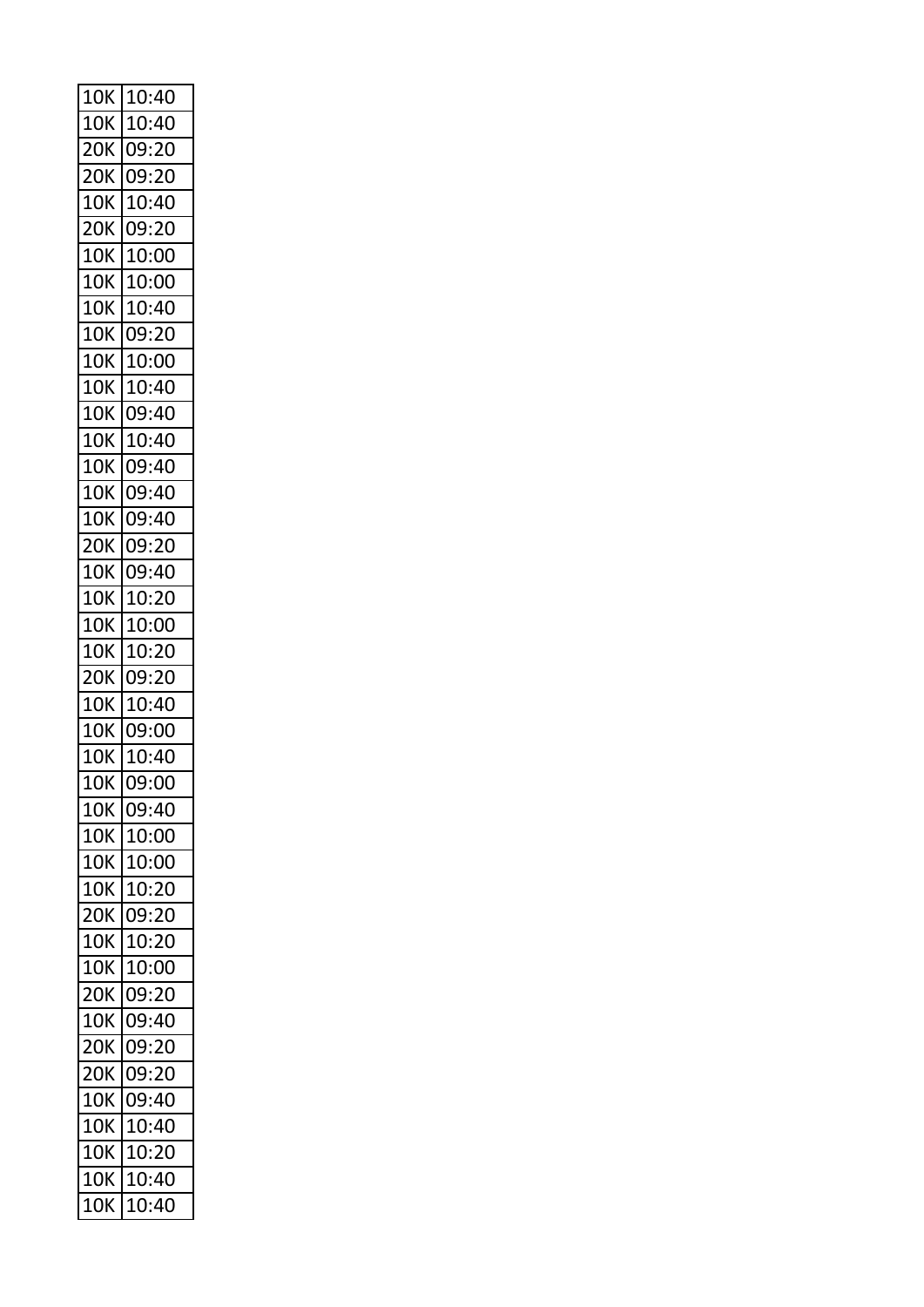| 10K | 10:40 |
|---|---|
| 10K | 10:40 |
| 20K | 09:20 |
| 20K | 09:20 |
| 10K | 10:40 |
| 20K | 09:20 |
| 10K | 10:00 |
| 10K | 10:00 |
| 10K | 10:40 |
| 10K | 09:20 |
| 10K | 10:00 |
| 10K | 10:40 |
| 10K | 09:40 |
| 10K | 10:40 |
| 10K | 09:40 |
| 10K | 09:40 |
| 10K | 09:40 |
| 20K | 09:20 |
| 10K | 09:40 |
| 10K | 10:20 |
| 10K | 10:00 |
| 10K | 10:20 |
| 20K | 09:20 |
| 10K | 10:40 |
| 10K | 09:00 |
| 10K | 10:40 |
| 10K | 09:00 |
| 10K | 09:40 |
| 10K | 10:00 |
| 10K | 10:00 |
| 10K | 10:20 |
| 20K | 09:20 |
| 10K | 10:20 |
| 10K | 10:00 |
| 20K | 09:20 |
| 10K | 09:40 |
| 20K | 09:20 |
| 20K | 09:20 |
| 10K | 09:40 |
| 10K | 10:40 |
| 10K | 10:20 |
| 10K | 10:40 |
| 10K | 10:40 |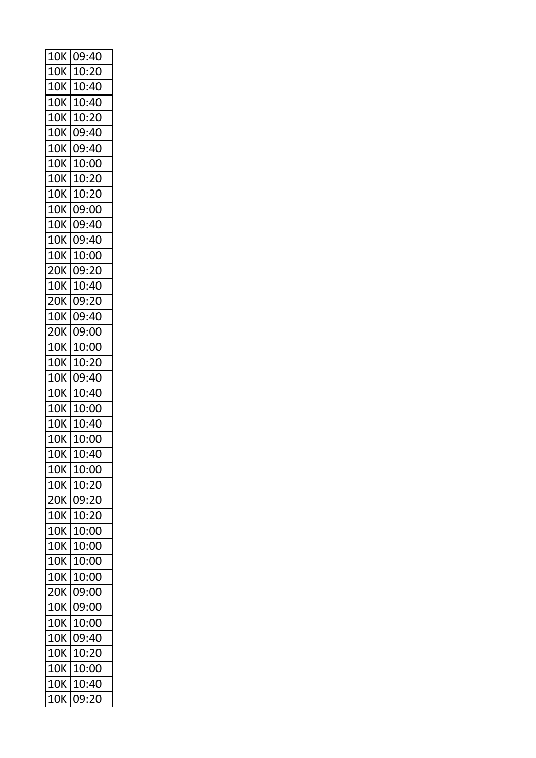| 10K | 09:40 |
|---|---|
| 10K | 10:20 |
| 10K | 10:40 |
| 10K | 10:40 |
| 10K | 10:20 |
| 10K | 09:40 |
| 10K | 09:40 |
| 10K | 10:00 |
| 10K | 10:20 |
| 10K | 10:20 |
| 10K | 09:00 |
| 10K | 09:40 |
| 10K | 09:40 |
| 10K | 10:00 |
| 20K | 09:20 |
| 10K | 10:40 |
| 20K | 09:20 |
| 10K | 09:40 |
| 20K | 09:00 |
| 10K | 10:00 |
| 10K | 10:20 |
| 10K | 09:40 |
| 10K | 10:40 |
| 10K | 10:00 |
| 10K | 10:40 |
| 10K | 10:00 |
| 10K | 10:40 |
| 10K | 10:00 |
| 10K | 10:20 |
| 20K | 09:20 |
| 10K | 10:20 |
| 10K | 10:00 |
| 10K | 10:00 |
| 10K | 10:00 |
| 10K | 10:00 |
| 20K | 09:00 |
| 10K | 09:00 |
| 10K | 10:00 |
| 10K | 09:40 |
| 10K | 10:20 |
| 10K | 10:00 |
| 10K | 10:40 |
| 10K | 09:20 |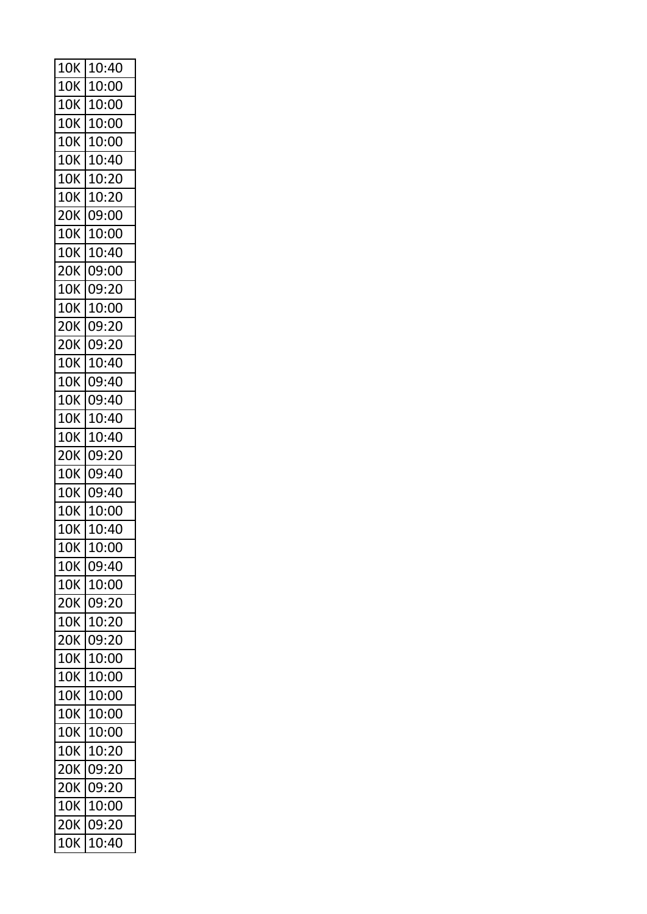| 10K | 10:40 |
|---|---|
| 10K | 10:00 |
| 10K | 10:00 |
| 10K | 10:00 |
| 10K | 10:00 |
| 10K | 10:40 |
| 10K | 10:20 |
| 10K | 10:20 |
| 20K | 09:00 |
| 10K | 10:00 |
| 10K | 10:40 |
| 20K | 09:00 |
| 10K | 09:20 |
| 10K | 10:00 |
| 20K | 09:20 |
| 20K | 09:20 |
| 10K | 10:40 |
| 10K | 09:40 |
| 10K | 09:40 |
| 10K | 10:40 |
| 10K | 10:40 |
| 20K | 09:20 |
| 10K | 09:40 |
| 10K | 09:40 |
| 10K | 10:00 |
| 10K | 10:40 |
| 10K | 10:00 |
| 10K | 09:40 |
| 10K | 10:00 |
| 20K | 09:20 |
| 10K | 10:20 |
| 20K | 09:20 |
| 10K | 10:00 |
| 10K | 10:00 |
| 10K | 10:00 |
| 10K | 10:00 |
| 10K | 10:00 |
| 10K | 10:20 |
| 20K | 09:20 |
| 20K | 09:20 |
| 10K | 10:00 |
| 20K | 09:20 |
| 10K | 10:40 |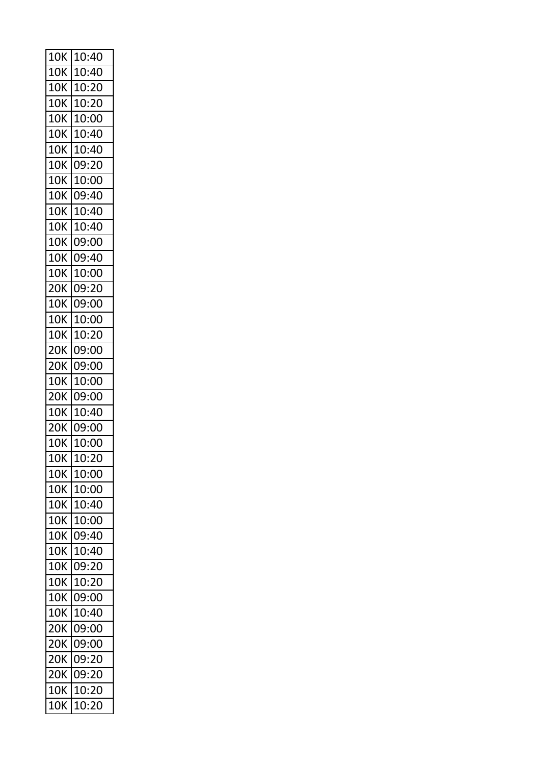| 10K | 10:40 |
|---|---|
| 10K | 10:40 |
| 10K | 10:20 |
| 10K | 10:20 |
| 10K | 10:00 |
| 10K | 10:40 |
| 10K | 10:40 |
| 10K | 09:20 |
| 10K | 10:00 |
| 10K | 09:40 |
| 10K | 10:40 |
| 10K | 10:40 |
| 10K | 09:00 |
| 10K | 09:40 |
| 10K | 10:00 |
| 20K | 09:20 |
| 10K | 09:00 |
| 10K | 10:00 |
| 10K | 10:20 |
| 20K | 09:00 |
| 20K | 09:00 |
| 10K | 10:00 |
| 20K | 09:00 |
| 10K | 10:40 |
| 20K | 09:00 |
| 10K | 10:00 |
| 10K | 10:20 |
| 10K | 10:00 |
| 10K | 10:00 |
| 10K | 10:40 |
| 10K | 10:00 |
| 10K | 09:40 |
| 10K | 10:40 |
| 10K | 09:20 |
| 10K | 10:20 |
| 10K | 09:00 |
| 10K | 10:40 |
| 20K | 09:00 |
| 20K | 09:00 |
| 20K | 09:20 |
| 20K | 09:20 |
| 10K | 10:20 |
| 10K | 10:20 |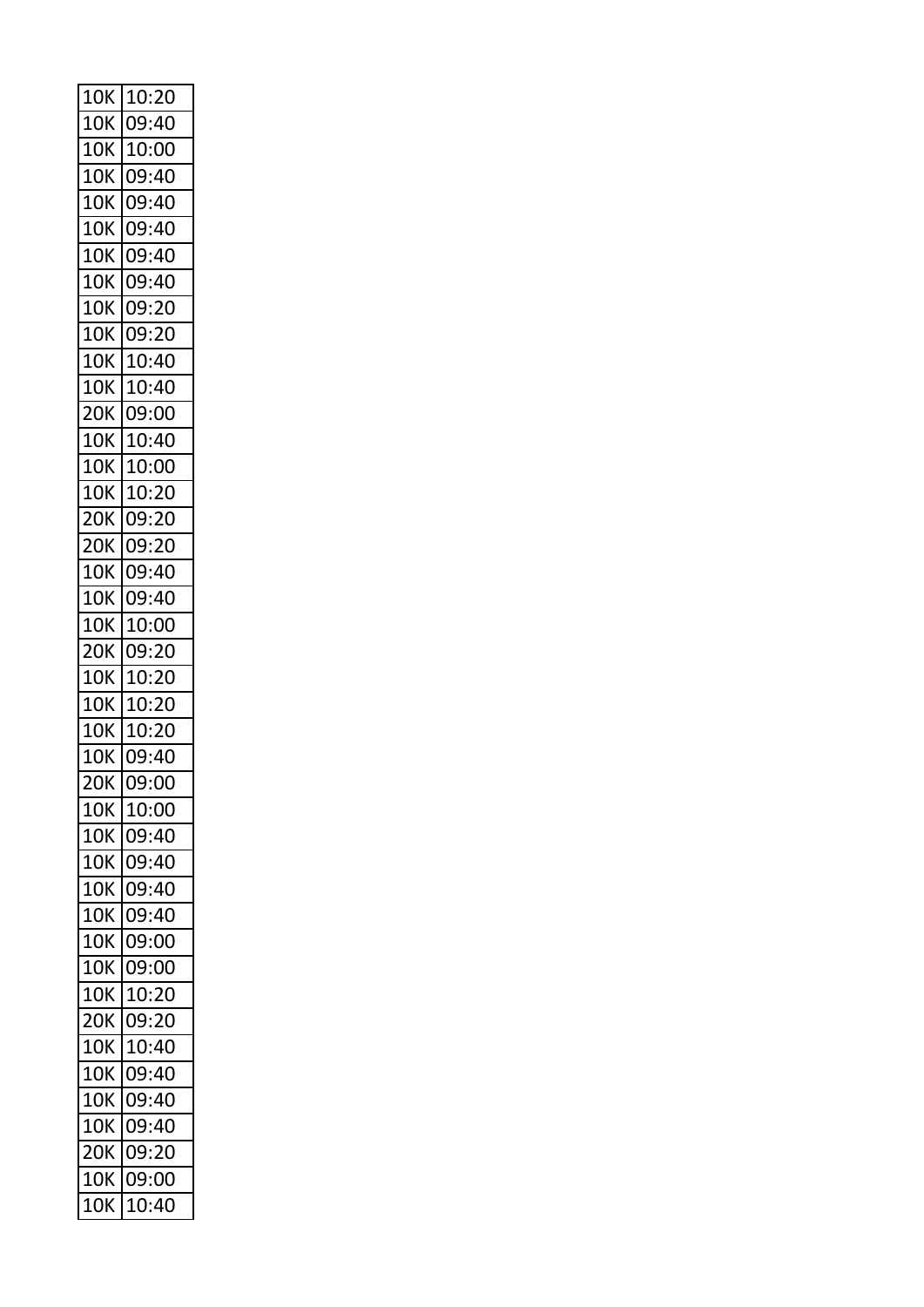| 10K | 10:20 |
|---|---|
| 10K | 09:40 |
| 10K | 10:00 |
| 10K | 09:40 |
| 10K | 09:40 |
| 10K | 09:40 |
| 10K | 09:40 |
| 10K | 09:40 |
| 10K | 09:20 |
| 10K | 09:20 |
| 10K | 10:40 |
| 10K | 10:40 |
| 20K | 09:00 |
| 10K | 10:40 |
| 10K | 10:00 |
| 10K | 10:20 |
| 20K | 09:20 |
| 20K | 09:20 |
| 10K | 09:40 |
| 10K | 09:40 |
| 10K | 10:00 |
| 20K | 09:20 |
| 10K | 10:20 |
| 10K | 10:20 |
| 10K | 10:20 |
| 10K | 09:40 |
| 20K | 09:00 |
| 10K | 10:00 |
| 10K | 09:40 |
| 10K | 09:40 |
| 10K | 09:40 |
| 10K | 09:40 |
| 10K | 09:00 |
| 10K | 09:00 |
| 10K | 10:20 |
| 20K | 09:20 |
| 10K | 10:40 |
| 10K | 09:40 |
| 10K | 09:40 |
| 10K | 09:40 |
| 20K | 09:20 |
| 10K | 09:00 |
| 10K | 10:40 |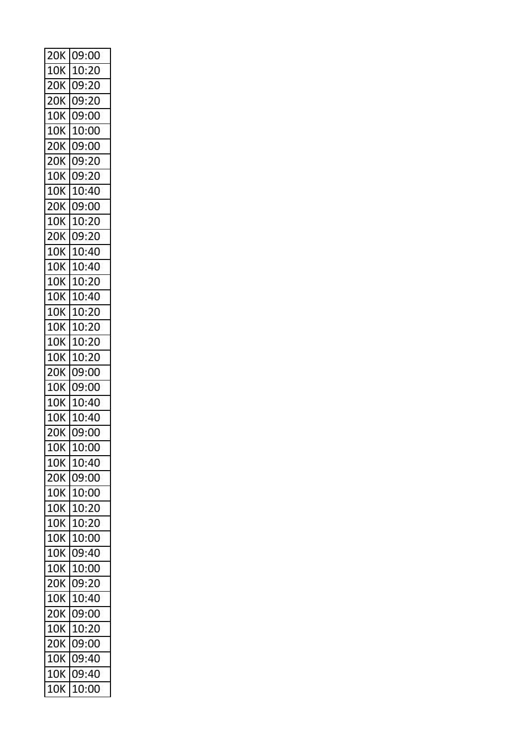| 20K | 09:00 |
|---|---|
| 10K | 10:20 |
| 20K | 09:20 |
| 20K | 09:20 |
| 10K | 09:00 |
| 10K | 10:00 |
| 20K | 09:00 |
| 20K | 09:20 |
| 10K | 09:20 |
| 10K | 10:40 |
| 20K | 09:00 |
| 10K | 10:20 |
| 20K | 09:20 |
| 10K | 10:40 |
| 10K | 10:40 |
| 10K | 10:20 |
| 10K | 10:40 |
| 10K | 10:20 |
| 10K | 10:20 |
| 10K | 10:20 |
| 10K | 10:20 |
| 20K | 09:00 |
| 10K | 09:00 |
| 10K | 10:40 |
| 10K | 10:40 |
| 20K | 09:00 |
| 10K | 10:00 |
| 10K | 10:40 |
| 20K | 09:00 |
| 10K | 10:00 |
| 10K | 10:20 |
| 10K | 10:20 |
| 10K | 10:00 |
| 10K | 09:40 |
| 10K | 10:00 |
| 20K | 09:20 |
| 10K | 10:40 |
| 20K | 09:00 |
| 10K | 10:20 |
| 20K | 09:00 |
| 10K | 09:40 |
| 10K | 09:40 |
| 10K | 10:00 |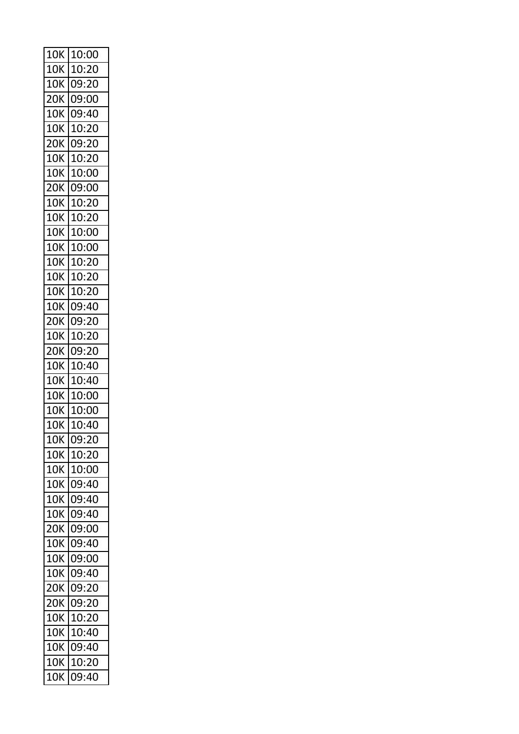| 10K | 10:00 |
|---|---|
| 10K | 10:20 |
| 10K | 09:20 |
| 20K | 09:00 |
| 10K | 09:40 |
| 10K | 10:20 |
| 20K | 09:20 |
| 10K | 10:20 |
| 10K | 10:00 |
| 20K | 09:00 |
| 10K | 10:20 |
| 10K | 10:20 |
| 10K | 10:00 |
| 10K | 10:00 |
| 10K | 10:20 |
| 10K | 10:20 |
| 10K | 10:20 |
| 10K | 09:40 |
| 20K | 09:20 |
| 10K | 10:20 |
| 20K | 09:20 |
| 10K | 10:40 |
| 10K | 10:40 |
| 10K | 10:00 |
| 10K | 10:00 |
| 10K | 10:40 |
| 10K | 09:20 |
| 10K | 10:20 |
| 10K | 10:00 |
| 10K | 09:40 |
| 10K | 09:40 |
| 10K | 09:40 |
| 20K | 09:00 |
| 10K | 09:40 |
| 10K | 09:00 |
| 10K | 09:40 |
| 20K | 09:20 |
| 20K | 09:20 |
| 10K | 10:20 |
| 10K | 10:40 |
| 10K | 09:40 |
| 10K | 10:20 |
| 10K | 09:40 |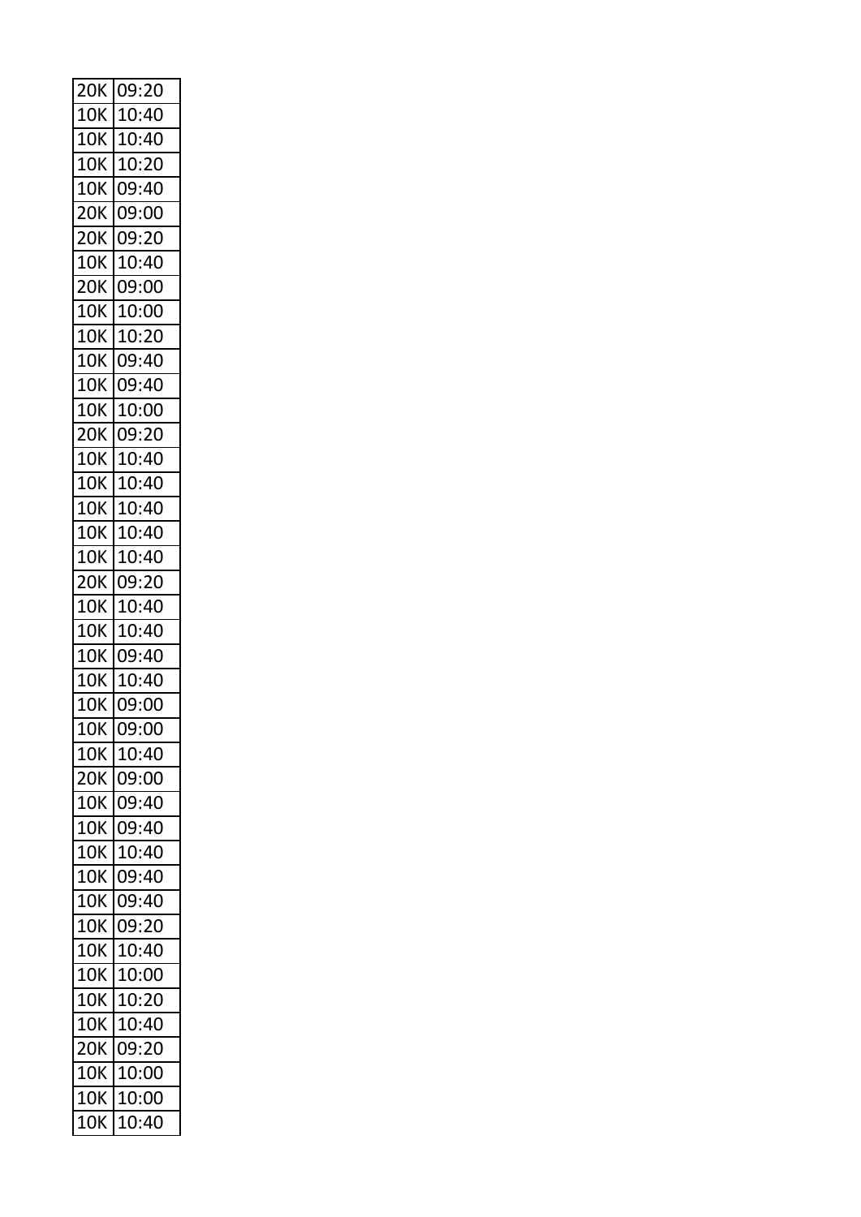| 20K | 09:20 |
|---|---|
| 10K | 10:40 |
| 10K | 10:40 |
| 10K | 10:20 |
| 10K | 09:40 |
| 20K | 09:00 |
| 20K | 09:20 |
| 10K | 10:40 |
| 20K | 09:00 |
| 10K | 10:00 |
| 10K | 10:20 |
| 10K | 09:40 |
| 10K | 09:40 |
| 10K | 10:00 |
| 20K | 09:20 |
| 10K | 10:40 |
| 10K | 10:40 |
| 10K | 10:40 |
| 10K | 10:40 |
| 10K | 10:40 |
| 20K | 09:20 |
| 10K | 10:40 |
| 10K | 10:40 |
| 10K | 09:40 |
| 10K | 10:40 |
| 10K | 09:00 |
| 10K | 09:00 |
| 10K | 10:40 |
| 20K | 09:00 |
| 10K | 09:40 |
| 10K | 09:40 |
| 10K | 10:40 |
| 10K | 09:40 |
| 10K | 09:40 |
| 10K | 09:20 |
| 10K | 10:40 |
| 10K | 10:00 |
| 10K | 10:20 |
| 10K | 10:40 |
| 20K | 09:20 |
| 10K | 10:00 |
| 10K | 10:00 |
| 10K | 10:40 |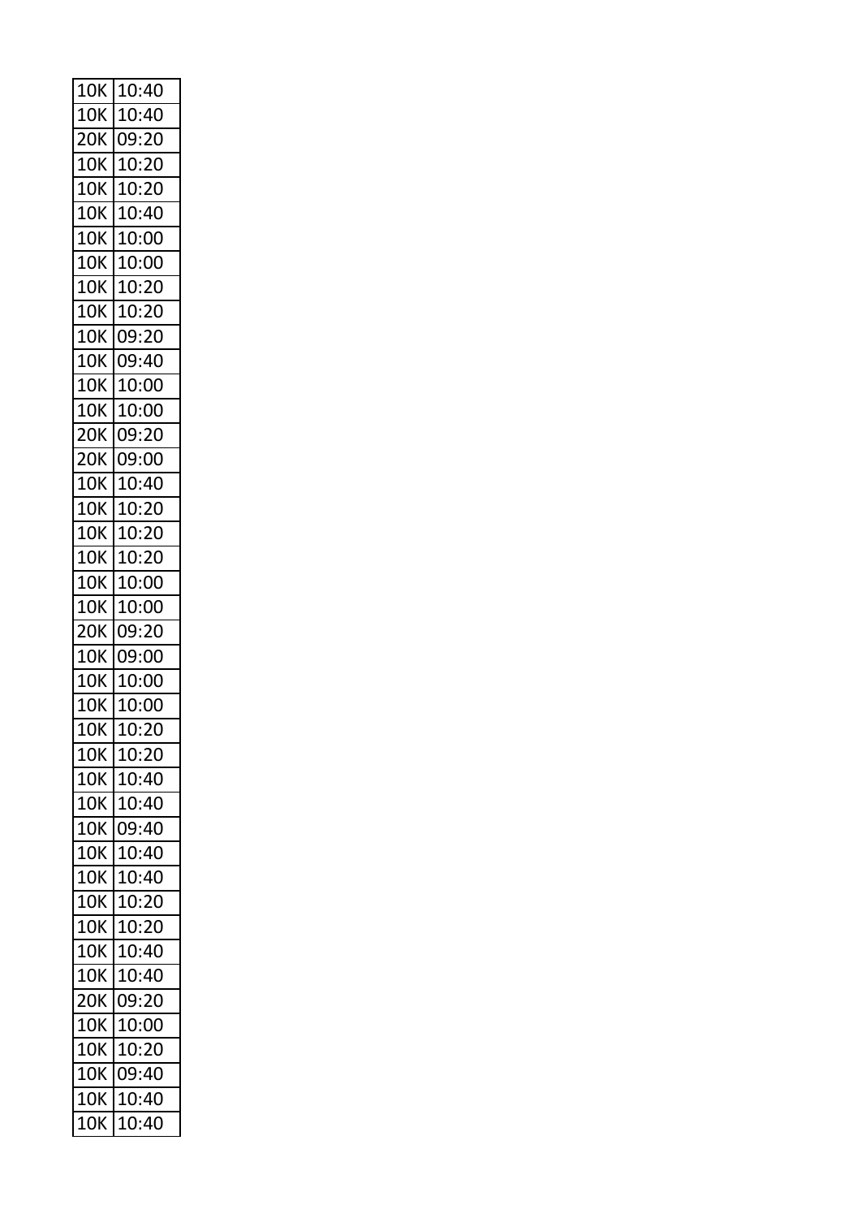| | |
|---|---|
| 10K | 10:40 |
| 10K | 10:40 |
| 20K | 09:20 |
| 10K | 10:20 |
| 10K | 10:20 |
| 10K | 10:40 |
| 10K | 10:00 |
| 10K | 10:00 |
| 10K | 10:20 |
| 10K | 10:20 |
| 10K | 09:20 |
| 10K | 09:40 |
| 10K | 10:00 |
| 10K | 10:00 |
| 20K | 09:20 |
| 20K | 09:00 |
| 10K | 10:40 |
| 10K | 10:20 |
| 10K | 10:20 |
| 10K | 10:20 |
| 10K | 10:00 |
| 10K | 10:00 |
| 20K | 09:20 |
| 10K | 09:00 |
| 10K | 10:00 |
| 10K | 10:00 |
| 10K | 10:20 |
| 10K | 10:20 |
| 10K | 10:40 |
| 10K | 10:40 |
| 10K | 09:40 |
| 10K | 10:40 |
| 10K | 10:40 |
| 10K | 10:20 |
| 10K | 10:20 |
| 10K | 10:40 |
| 10K | 10:40 |
| 20K | 09:20 |
| 10K | 10:00 |
| 10K | 10:20 |
| 10K | 09:40 |
| 10K | 10:40 |
| 10K | 10:40 |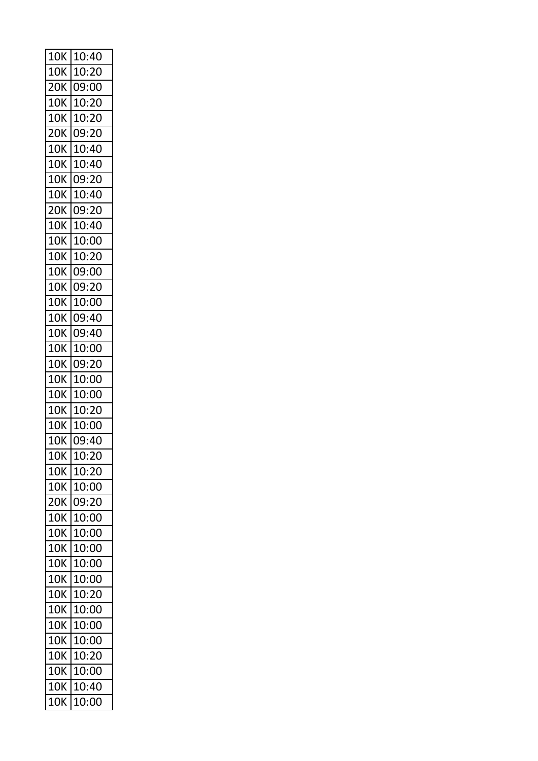| 10K | 10:40 |
|---|---|
| 10K | 10:20 |
| 20K | 09:00 |
| 10K | 10:20 |
| 10K | 10:20 |
| 20K | 09:20 |
| 10K | 10:40 |
| 10K | 10:40 |
| 10K | 09:20 |
| 10K | 10:40 |
| 20K | 09:20 |
| 10K | 10:40 |
| 10K | 10:00 |
| 10K | 10:20 |
| 10K | 09:00 |
| 10K | 09:20 |
| 10K | 10:00 |
| 10K | 09:40 |
| 10K | 09:40 |
| 10K | 10:00 |
| 10K | 09:20 |
| 10K | 10:00 |
| 10K | 10:00 |
| 10K | 10:20 |
| 10K | 10:00 |
| 10K | 09:40 |
| 10K | 10:20 |
| 10K | 10:20 |
| 10K | 10:00 |
| 20K | 09:20 |
| 10K | 10:00 |
| 10K | 10:00 |
| 10K | 10:00 |
| 10K | 10:00 |
| 10K | 10:00 |
| 10K | 10:20 |
| 10K | 10:00 |
| 10K | 10:00 |
| 10K | 10:00 |
| 10K | 10:20 |
| 10K | 10:00 |
| 10K | 10:40 |
| 10K | 10:00 |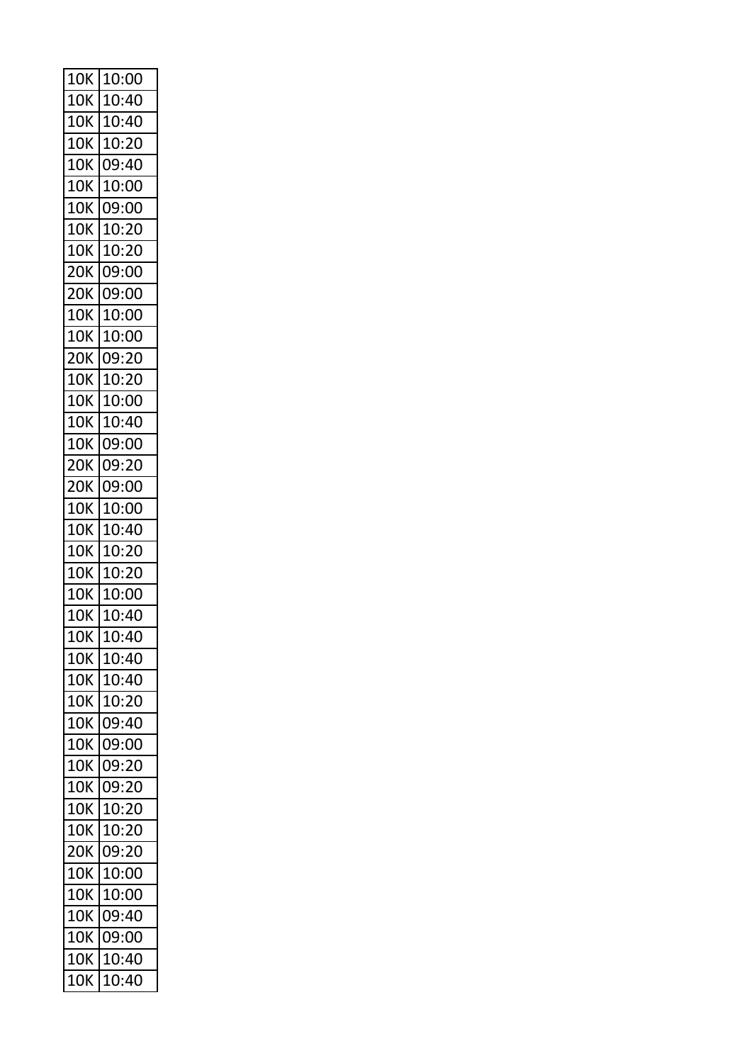| | |
|---|---|
| 10K | 10:00 |
| 10K | 10:40 |
| 10K | 10:40 |
| 10K | 10:20 |
| 10K | 09:40 |
| 10K | 10:00 |
| 10K | 09:00 |
| 10K | 10:20 |
| 10K | 10:20 |
| 20K | 09:00 |
| 20K | 09:00 |
| 10K | 10:00 |
| 10K | 10:00 |
| 20K | 09:20 |
| 10K | 10:20 |
| 10K | 10:00 |
| 10K | 10:40 |
| 10K | 09:00 |
| 20K | 09:20 |
| 20K | 09:00 |
| 10K | 10:00 |
| 10K | 10:40 |
| 10K | 10:20 |
| 10K | 10:20 |
| 10K | 10:00 |
| 10K | 10:40 |
| 10K | 10:40 |
| 10K | 10:40 |
| 10K | 10:40 |
| 10K | 10:20 |
| 10K | 09:40 |
| 10K | 09:00 |
| 10K | 09:20 |
| 10K | 09:20 |
| 10K | 10:20 |
| 10K | 10:20 |
| 20K | 09:20 |
| 10K | 10:00 |
| 10K | 10:00 |
| 10K | 09:40 |
| 10K | 09:00 |
| 10K | 10:40 |
| 10K | 10:40 |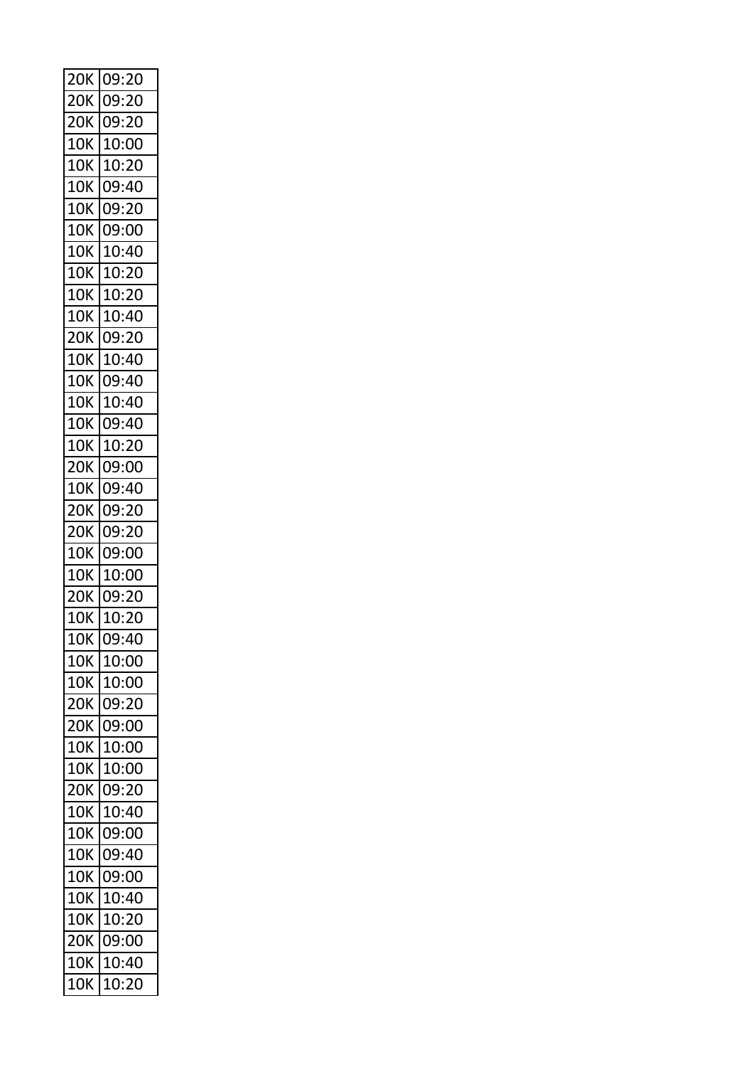| 20K | 09:20 |
|---|---|
| 20K | 09:20 |
| 20K | 09:20 |
| 10K | 10:00 |
| 10K | 10:20 |
| 10K | 09:40 |
| 10K | 09:20 |
| 10K | 09:00 |
| 10K | 10:40 |
| 10K | 10:20 |
| 10K | 10:20 |
| 10K | 10:40 |
| 20K | 09:20 |
| 10K | 10:40 |
| 10K | 09:40 |
| 10K | 10:40 |
| 10K | 09:40 |
| 10K | 10:20 |
| 20K | 09:00 |
| 10K | 09:40 |
| 20K | 09:20 |
| 20K | 09:20 |
| 10K | 09:00 |
| 10K | 10:00 |
| 20K | 09:20 |
| 10K | 10:20 |
| 10K | 09:40 |
| 10K | 10:00 |
| 10K | 10:00 |
| 20K | 09:20 |
| 20K | 09:00 |
| 10K | 10:00 |
| 10K | 10:00 |
| 20K | 09:20 |
| 10K | 10:40 |
| 10K | 09:00 |
| 10K | 09:40 |
| 10K | 09:00 |
| 10K | 10:40 |
| 10K | 10:20 |
| 20K | 09:00 |
| 10K | 10:40 |
| 10K | 10:20 |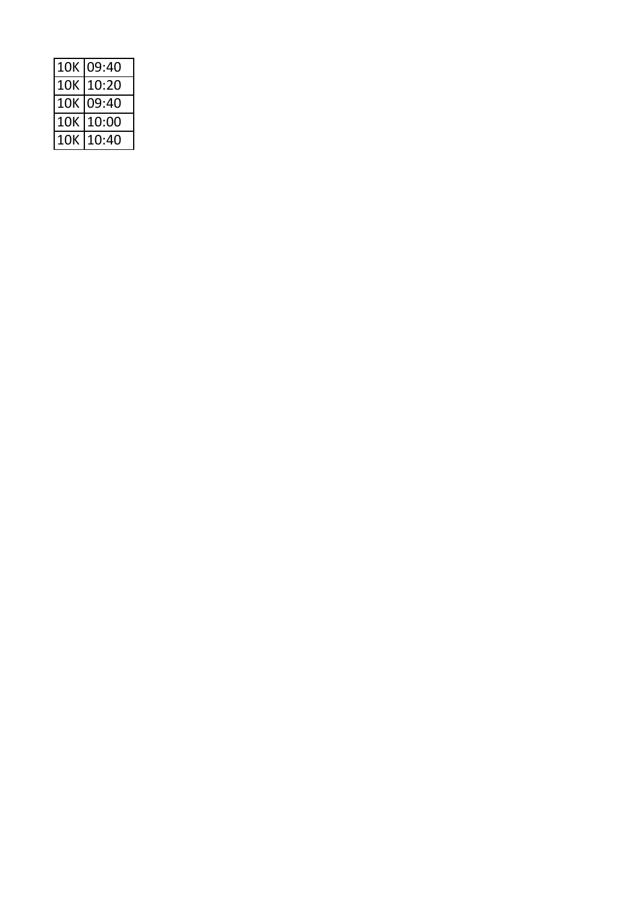| | |
|---|---|
| 10K | 09:40 |
| 10K | 10:20 |
| 10K | 09:40 |
| 10K | 10:00 |
| 10K | 10:40 |